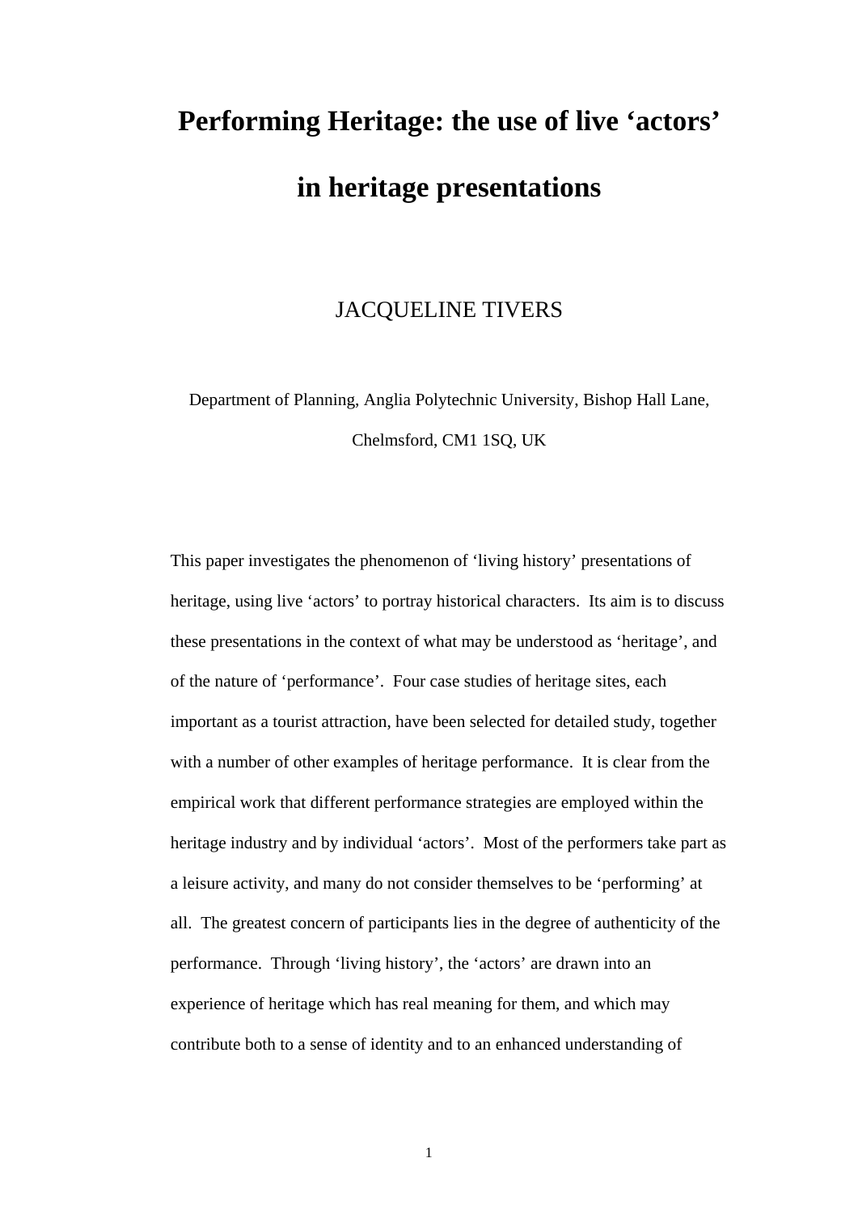# Performing Heritage: the use of live 'actors' in heritage presentations

JACQUELINE TIVERS

Department of Planning, Anglia Polytechnic University, Bishop Hall Lane, Chelmsford, CM1 1SQ, UK

This paper investigates the phenomenon of 'living history' presentations of heritage, using live 'actors' to portray historical characters. Its aim is to discuss these presentations in the context of what may be understood as 'heritage', and of the nature of 'performance'. Four case studies of heritage sites, each important as a tourist attraction, have been selected for detailed study, together with a number of other examples of heritage performance. It is clear from the empirical work that different performance strategies are employed within the heritage industry and by individual 'actors'. Most of the performers take part as a leisure activity, and many do not consider themselves to be 'performing' at all. The greatest concern of participants lies in the degree of authenticity of the performance. Through 'living history', the 'actors' are drawn into an experience of heritage which has real meaning for them, and which may contribute both to a sense of identity and to an enhanced understanding of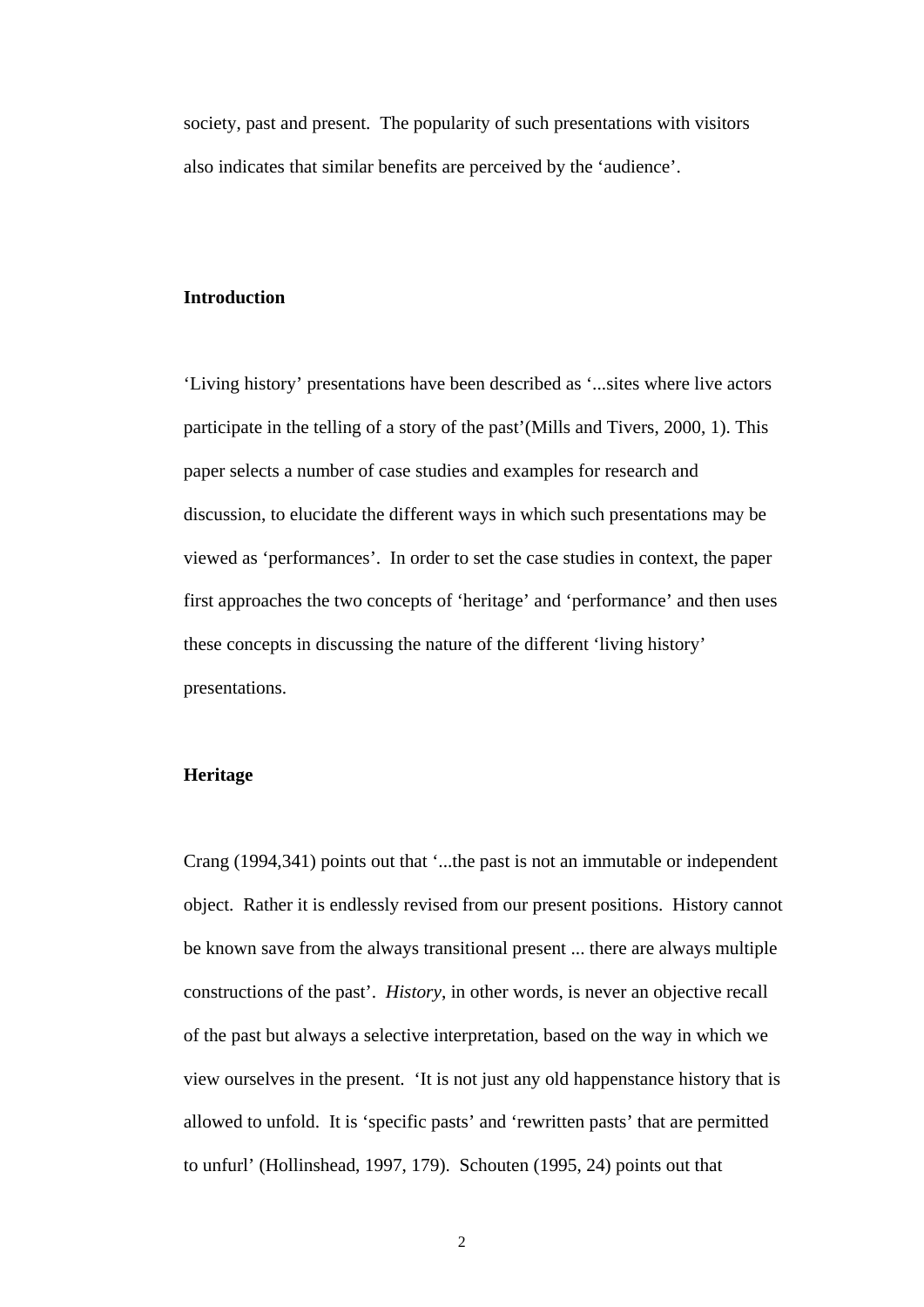society, past and present. The popularity of such presentations with visitors also indicates that similar benefits are perceived by the 'audience'.

## Introduction

'Living history' presentations have been described as '...sites where live actors participate in the telling of a story of the past'(Mills and Tivers, 2000, 1). This paper selects a number of case studies and examples for research and discussion, to elucidate the different ways in which such presentations may be viewed as 'performances'. In order to set the case studies in context, the paper first approaches the two concepts of 'heritage' and 'performance' and then uses these concepts in discussing the nature of the different 'living history' presentations.

## Heritage

Crang (1994,341) points out that '...the past is not an immutable or independent object. Rather it is endlessly revised from our present positions. History cannot be known save from the always transitional present ... there are always multiple constructions of the past'. *History*, in other words, is never an objective recall of the past but always a selective interpretation, based on the way in which we view ourselves in the present. 'It is not just any old happenstance history that is allowed to unfold. It is 'specific pasts' and 'rewritten pasts' that are permitted to unfurl' (Hollinshead, 1997, 179). Schouten (1995, 24) points out that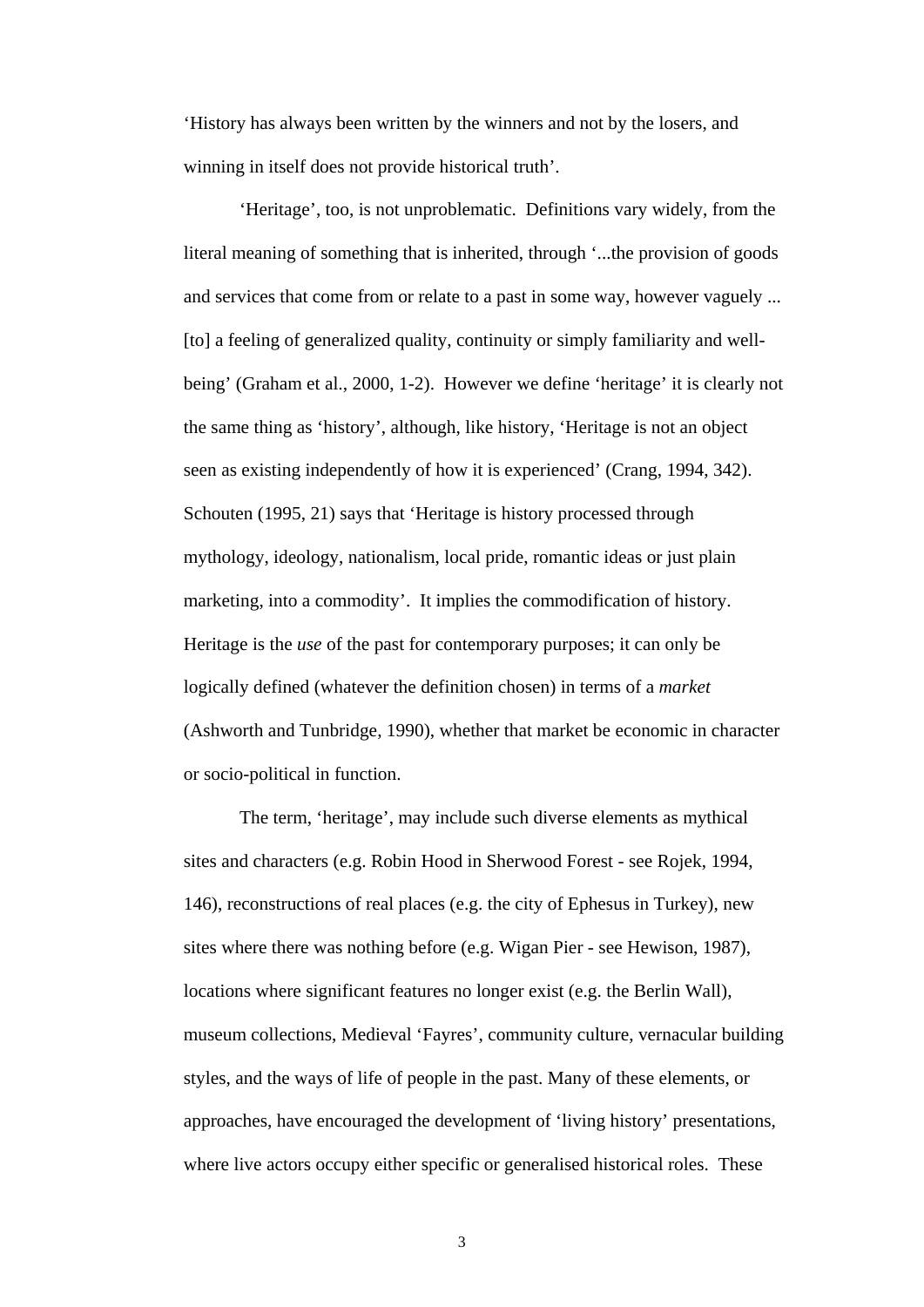'History has always been written by the winners and not by the losers, and winning in itself does not provide historical truth'.

'Heritage', too, is not unproblematic. Definitions vary widely, from the literal meaning of something that is inherited, through '...the provision of goods and services that come from or relate to a past in some way, however vaguely ... [to] a feeling of generalized quality, continuity or simply familiarity and well-being' (Graham et al., 2000, 1-2). However we define 'heritage' it is clearly not the same thing as 'history', although, like history, 'Heritage is not an object seen as existing independently of how it is experienced' (Crang, 1994, 342). Schouten (1995, 21) says that 'Heritage is history processed through mythology, ideology, nationalism, local pride, romantic ideas or just plain marketing, into a commodity'. It implies the commodification of history. Heritage is the *use* of the past for contemporary purposes; it can only be logically defined (whatever the definition chosen) in terms of a *market* (Ashworth and Tunbridge, 1990), whether that market be economic in character or socio-political in function.

The term, 'heritage', may include such diverse elements as mythical sites and characters (e.g. Robin Hood in Sherwood Forest - see Rojek, 1994, 146), reconstructions of real places (e.g. the city of Ephesus in Turkey), new sites where there was nothing before (e.g. Wigan Pier - see Hewison, 1987), locations where significant features no longer exist (e.g. the Berlin Wall), museum collections, Medieval 'Fayres', community culture, vernacular building styles, and the ways of life of people in the past. Many of these elements, or approaches, have encouraged the development of 'living history' presentations, where live actors occupy either specific or generalised historical roles. These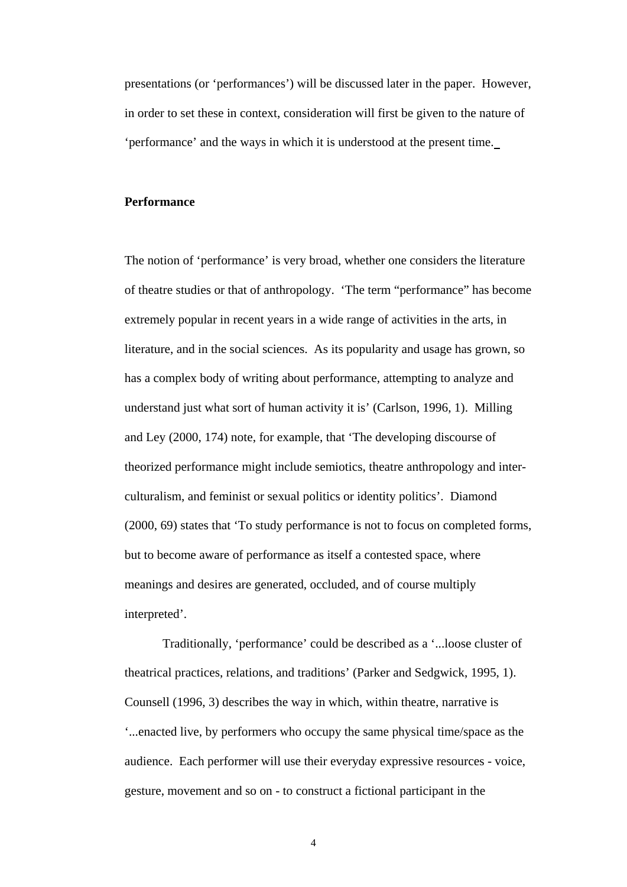presentations (or 'performances') will be discussed later in the paper. However, in order to set these in context, consideration will first be given to the nature of 'performance' and the ways in which it is understood at the present time.

**Performance**

The notion of 'performance' is very broad, whether one considers the literature of theatre studies or that of anthropology. 'The term "performance" has become extremely popular in recent years in a wide range of activities in the arts, in literature, and in the social sciences. As its popularity and usage has grown, so has a complex body of writing about performance, attempting to analyze and understand just what sort of human activity it is' (Carlson, 1996, 1). Milling and Ley (2000, 174) note, for example, that 'The developing discourse of theorized performance might include semiotics, theatre anthropology and inter-culturalism, and feminist or sexual politics or identity politics'. Diamond (2000, 69) states that 'To study performance is not to focus on completed forms, but to become aware of performance as itself a contested space, where meanings and desires are generated, occluded, and of course multiply interpreted'.

Traditionally, 'performance' could be described as a '...loose cluster of theatrical practices, relations, and traditions' (Parker and Sedgwick, 1995, 1). Counsell (1996, 3) describes the way in which, within theatre, narrative is '...enacted live, by performers who occupy the same physical time/space as the audience. Each performer will use their everyday expressive resources - voice, gesture, movement and so on - to construct a fictional participant in the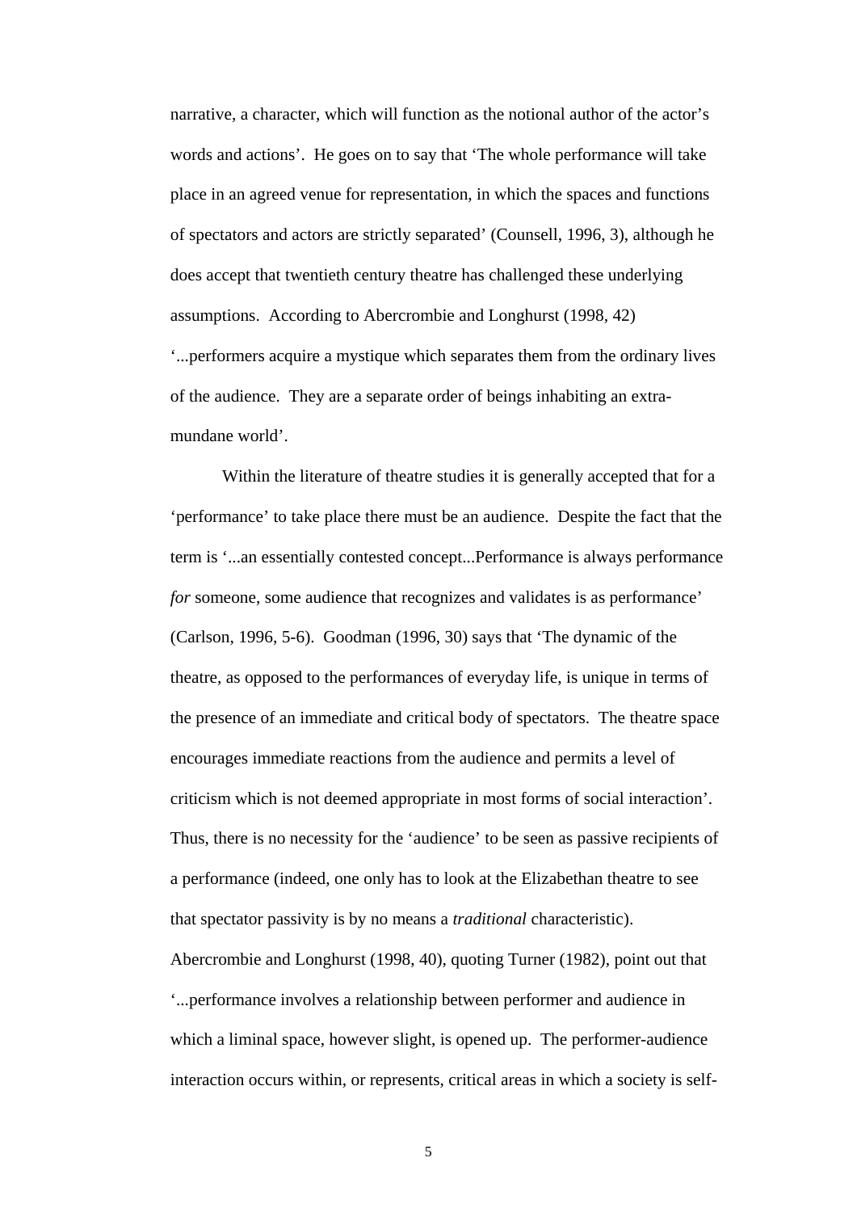narrative, a character, which will function as the notional author of the actor's words and actions'. He goes on to say that 'The whole performance will take place in an agreed venue for representation, in which the spaces and functions of spectators and actors are strictly separated' (Counsell, 1996, 3), although he does accept that twentieth century theatre has challenged these underlying assumptions. According to Abercrombie and Longhurst (1998, 42) '...performers acquire a mystique which separates them from the ordinary lives of the audience. They are a separate order of beings inhabiting an extra-mundane world'.

Within the literature of theatre studies it is generally accepted that for a 'performance' to take place there must be an audience. Despite the fact that the term is '...an essentially contested concept...Performance is always performance *for* someone, some audience that recognizes and validates is as performance' (Carlson, 1996, 5-6). Goodman (1996, 30) says that 'The dynamic of the theatre, as opposed to the performances of everyday life, is unique in terms of the presence of an immediate and critical body of spectators. The theatre space encourages immediate reactions from the audience and permits a level of criticism which is not deemed appropriate in most forms of social interaction'. Thus, there is no necessity for the 'audience' to be seen as passive recipients of a performance (indeed, one only has to look at the Elizabethan theatre to see that spectator passivity is by no means a *traditional* characteristic). Abercrombie and Longhurst (1998, 40), quoting Turner (1982), point out that '...performance involves a relationship between performer and audience in which a liminal space, however slight, is opened up. The performer-audience interaction occurs within, or represents, critical areas in which a society is self-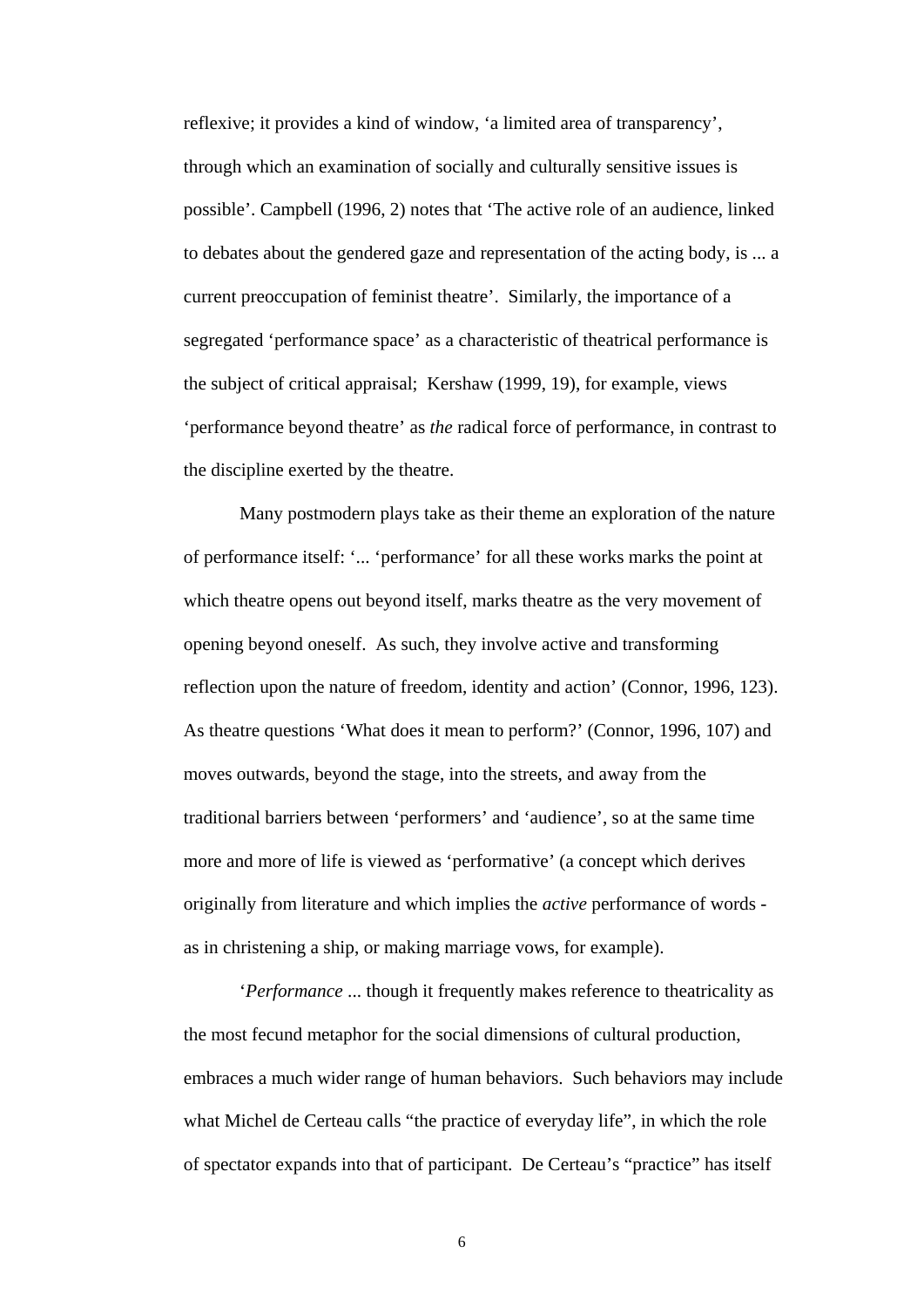reflexive; it provides a kind of window, 'a limited area of transparency', through which an examination of socially and culturally sensitive issues is possible'. Campbell (1996, 2) notes that 'The active role of an audience, linked to debates about the gendered gaze and representation of the acting body, is ... a current preoccupation of feminist theatre'. Similarly, the importance of a segregated 'performance space' as a characteristic of theatrical performance is the subject of critical appraisal; Kershaw (1999, 19), for example, views 'performance beyond theatre' as *the* radical force of performance, in contrast to the discipline exerted by the theatre.

Many postmodern plays take as their theme an exploration of the nature of performance itself: '... 'performance' for all these works marks the point at which theatre opens out beyond itself, marks theatre as the very movement of opening beyond oneself. As such, they involve active and transforming reflection upon the nature of freedom, identity and action' (Connor, 1996, 123). As theatre questions 'What does it mean to perform?' (Connor, 1996, 107) and moves outwards, beyond the stage, into the streets, and away from the traditional barriers between 'performers' and 'audience', so at the same time more and more of life is viewed as 'performative' (a concept which derives originally from literature and which implies the *active* performance of words - as in christening a ship, or making marriage vows, for example).

'*Performance* ... though it frequently makes reference to theatricality as the most fecund metaphor for the social dimensions of cultural production, embraces a much wider range of human behaviors. Such behaviors may include what Michel de Certeau calls "the practice of everyday life", in which the role of spectator expands into that of participant. De Certeau's "practice" has itself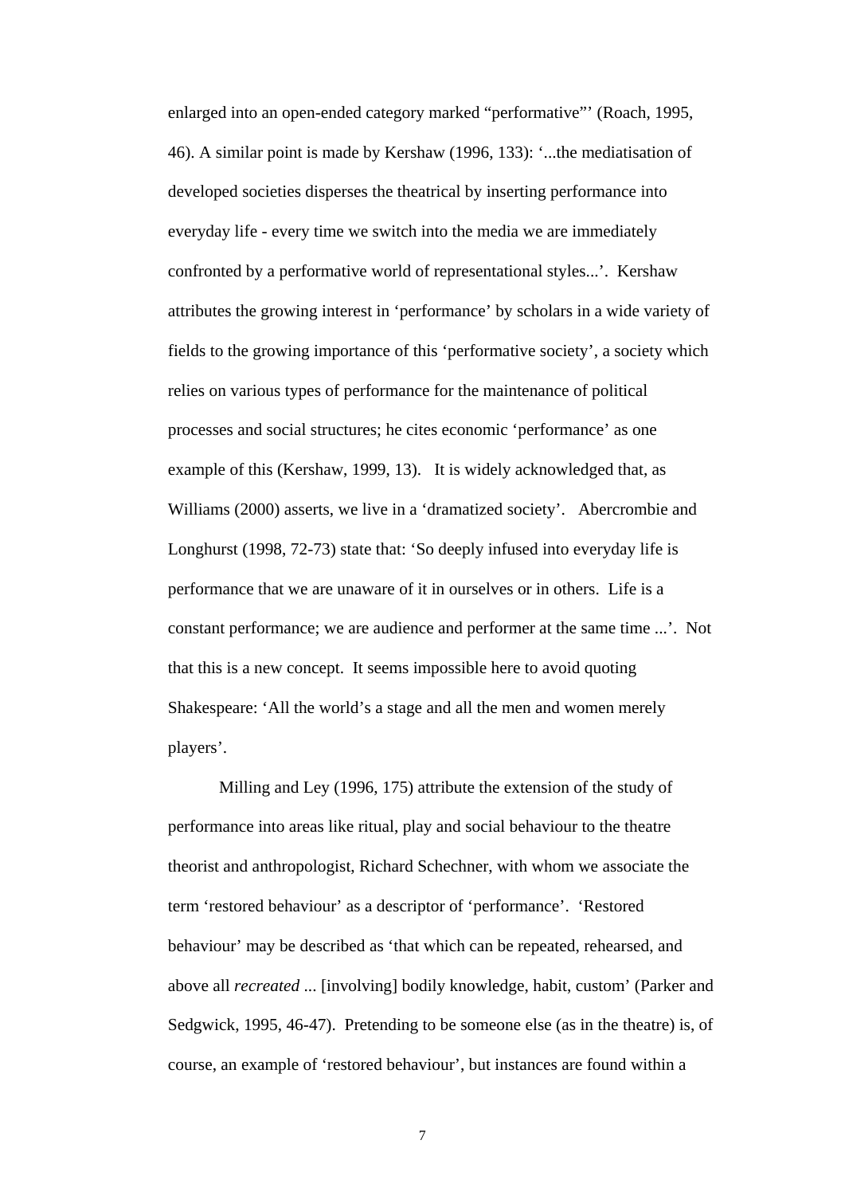enlarged into an open-ended category marked "performative"' (Roach, 1995, 46). A similar point is made by Kershaw (1996, 133): '...the mediatisation of developed societies disperses the theatrical by inserting performance into everyday life - every time we switch into the media we are immediately confronted by a performative world of representational styles...'. Kershaw attributes the growing interest in 'performance' by scholars in a wide variety of fields to the growing importance of this 'performative society', a society which relies on various types of performance for the maintenance of political processes and social structures; he cites economic 'performance' as one example of this (Kershaw, 1999, 13). It is widely acknowledged that, as Williams (2000) asserts, we live in a 'dramatized society'. Abercrombie and Longhurst (1998, 72-73) state that: 'So deeply infused into everyday life is performance that we are unaware of it in ourselves or in others. Life is a constant performance; we are audience and performer at the same time ...'. Not that this is a new concept. It seems impossible here to avoid quoting Shakespeare: 'All the world's a stage and all the men and women merely players'.

Milling and Ley (1996, 175) attribute the extension of the study of performance into areas like ritual, play and social behaviour to the theatre theorist and anthropologist, Richard Schechner, with whom we associate the term 'restored behaviour' as a descriptor of 'performance'. 'Restored behaviour' may be described as 'that which can be repeated, rehearsed, and above all *recreated* ... [involving] bodily knowledge, habit, custom' (Parker and Sedgwick, 1995, 46-47). Pretending to be someone else (as in the theatre) is, of course, an example of 'restored behaviour', but instances are found within a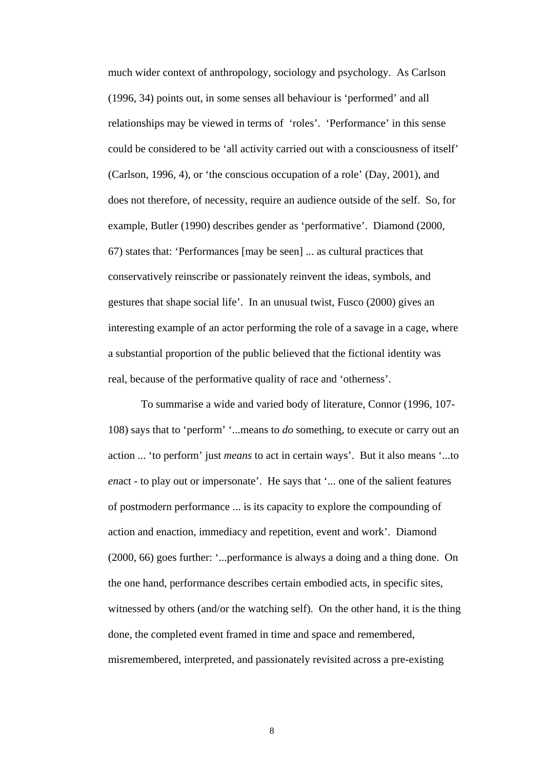much wider context of anthropology, sociology and psychology. As Carlson (1996, 34) points out, in some senses all behaviour is ‘performed’ and all relationships may be viewed in terms of ‘roles’. ‘Performance’ in this sense could be considered to be ‘all activity carried out with a consciousness of itself’ (Carlson, 1996, 4), or ‘the conscious occupation of a role’ (Day, 2001), and does not therefore, of necessity, require an audience outside of the self. So, for example, Butler (1990) describes gender as ‘performative’. Diamond (2000, 67) states that: ‘Performances [may be seen] ... as cultural practices that conservatively reinscribe or passionately reinvent the ideas, symbols, and gestures that shape social life’. In an unusual twist, Fusco (2000) gives an interesting example of an actor performing the role of a savage in a cage, where a substantial proportion of the public believed that the fictional identity was real, because of the performative quality of race and ‘otherness’.

To summarise a wide and varied body of literature, Connor (1996, 107-108) says that to ‘perform’ ‘...means to *do* something, to execute or carry out an action ... ‘to perform’ just *means* to act in certain ways’. But it also means ‘...to *en*act - to play out or impersonate’. He says that ‘... one of the salient features of postmodern performance ... is its capacity to explore the compounding of action and enaction, immediacy and repetition, event and work’. Diamond (2000, 66) goes further: ‘...performance is always a doing and a thing done. On the one hand, performance describes certain embodied acts, in specific sites, witnessed by others (and/or the watching self). On the other hand, it is the thing done, the completed event framed in time and space and remembered, misremembered, interpreted, and passionately revisited across a pre-existing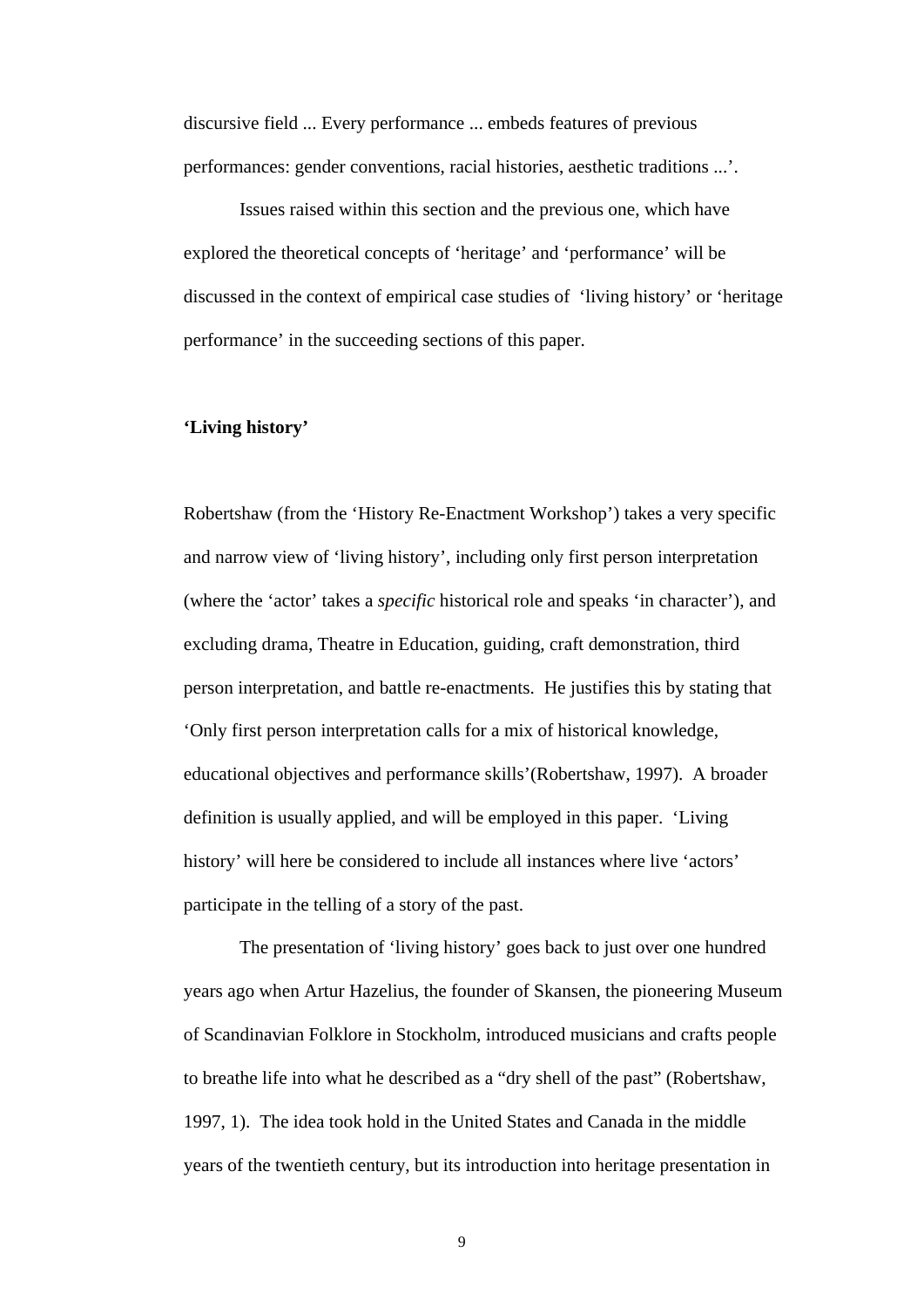discursive field ... Every performance ... embeds features of previous performances: gender conventions, racial histories, aesthetic traditions ...'.

Issues raised within this section and the previous one, which have explored the theoretical concepts of 'heritage' and 'performance' will be discussed in the context of empirical case studies of 'living history' or 'heritage performance' in the succeeding sections of this paper.

**'Living history'**

Robertshaw (from the 'History Re-Enactment Workshop') takes a very specific and narrow view of 'living history', including only first person interpretation (where the 'actor' takes a *specific* historical role and speaks 'in character'), and excluding drama, Theatre in Education, guiding, craft demonstration, third person interpretation, and battle re-enactments. He justifies this by stating that 'Only first person interpretation calls for a mix of historical knowledge, educational objectives and performance skills'(Robertshaw, 1997). A broader definition is usually applied, and will be employed in this paper. 'Living history' will here be considered to include all instances where live 'actors' participate in the telling of a story of the past.

The presentation of 'living history' goes back to just over one hundred years ago when Artur Hazelius, the founder of Skansen, the pioneering Museum of Scandinavian Folklore in Stockholm, introduced musicians and crafts people to breathe life into what he described as a "dry shell of the past" (Robertshaw, 1997, 1). The idea took hold in the United States and Canada in the middle years of the twentieth century, but its introduction into heritage presentation in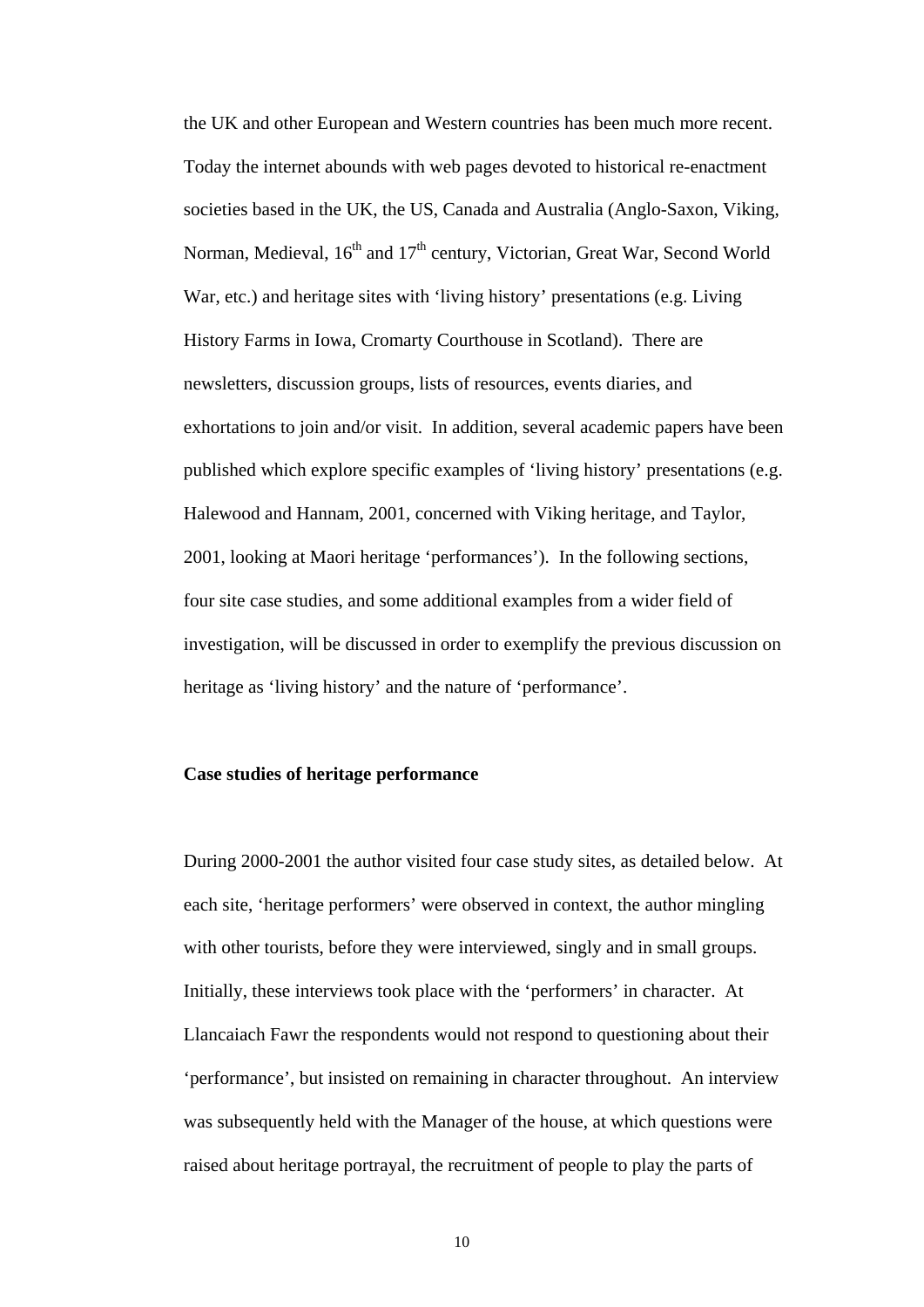the UK and other European and Western countries has been much more recent. Today the internet abounds with web pages devoted to historical re-enactment societies based in the UK, the US, Canada and Australia (Anglo-Saxon, Viking, Norman, Medieval, 16th and 17th century, Victorian, Great War, Second World War, etc.) and heritage sites with 'living history' presentations (e.g. Living History Farms in Iowa, Cromarty Courthouse in Scotland). There are newsletters, discussion groups, lists of resources, events diaries, and exhortations to join and/or visit. In addition, several academic papers have been published which explore specific examples of 'living history' presentations (e.g. Halewood and Hannam, 2001, concerned with Viking heritage, and Taylor, 2001, looking at Maori heritage 'performances'). In the following sections, four site case studies, and some additional examples from a wider field of investigation, will be discussed in order to exemplify the previous discussion on heritage as 'living history' and the nature of 'performance'.

## Case studies of heritage performance

During 2000-2001 the author visited four case study sites, as detailed below. At each site, 'heritage performers' were observed in context, the author mingling with other tourists, before they were interviewed, singly and in small groups. Initially, these interviews took place with the 'performers' in character. At Llancaiach Fawr the respondents would not respond to questioning about their 'performance', but insisted on remaining in character throughout. An interview was subsequently held with the Manager of the house, at which questions were raised about heritage portrayal, the recruitment of people to play the parts of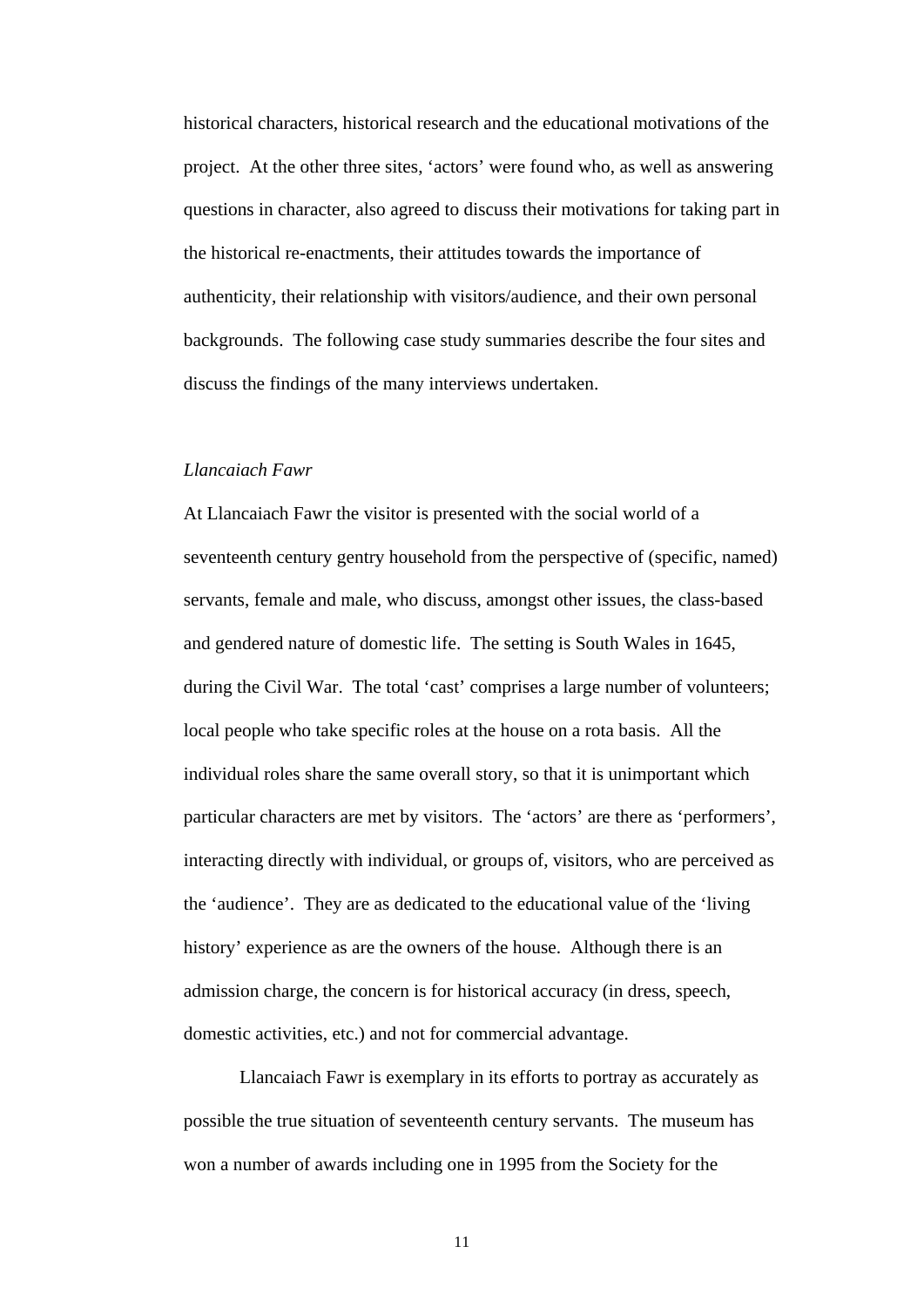historical characters, historical research and the educational motivations of the project. At the other three sites, 'actors' were found who, as well as answering questions in character, also agreed to discuss their motivations for taking part in the historical re-enactments, their attitudes towards the importance of authenticity, their relationship with visitors/audience, and their own personal backgrounds. The following case study summaries describe the four sites and discuss the findings of the many interviews undertaken.

*Llancaiach Fawr*

At Llancaiach Fawr the visitor is presented with the social world of a seventeenth century gentry household from the perspective of (specific, named) servants, female and male, who discuss, amongst other issues, the class-based and gendered nature of domestic life. The setting is South Wales in 1645, during the Civil War. The total 'cast' comprises a large number of volunteers; local people who take specific roles at the house on a rota basis. All the individual roles share the same overall story, so that it is unimportant which particular characters are met by visitors. The 'actors' are there as 'performers', interacting directly with individual, or groups of, visitors, who are perceived as the 'audience'. They are as dedicated to the educational value of the 'living history' experience as are the owners of the house. Although there is an admission charge, the concern is for historical accuracy (in dress, speech, domestic activities, etc.) and not for commercial advantage.

Llancaiach Fawr is exemplary in its efforts to portray as accurately as possible the true situation of seventeenth century servants. The museum has won a number of awards including one in 1995 from the Society for the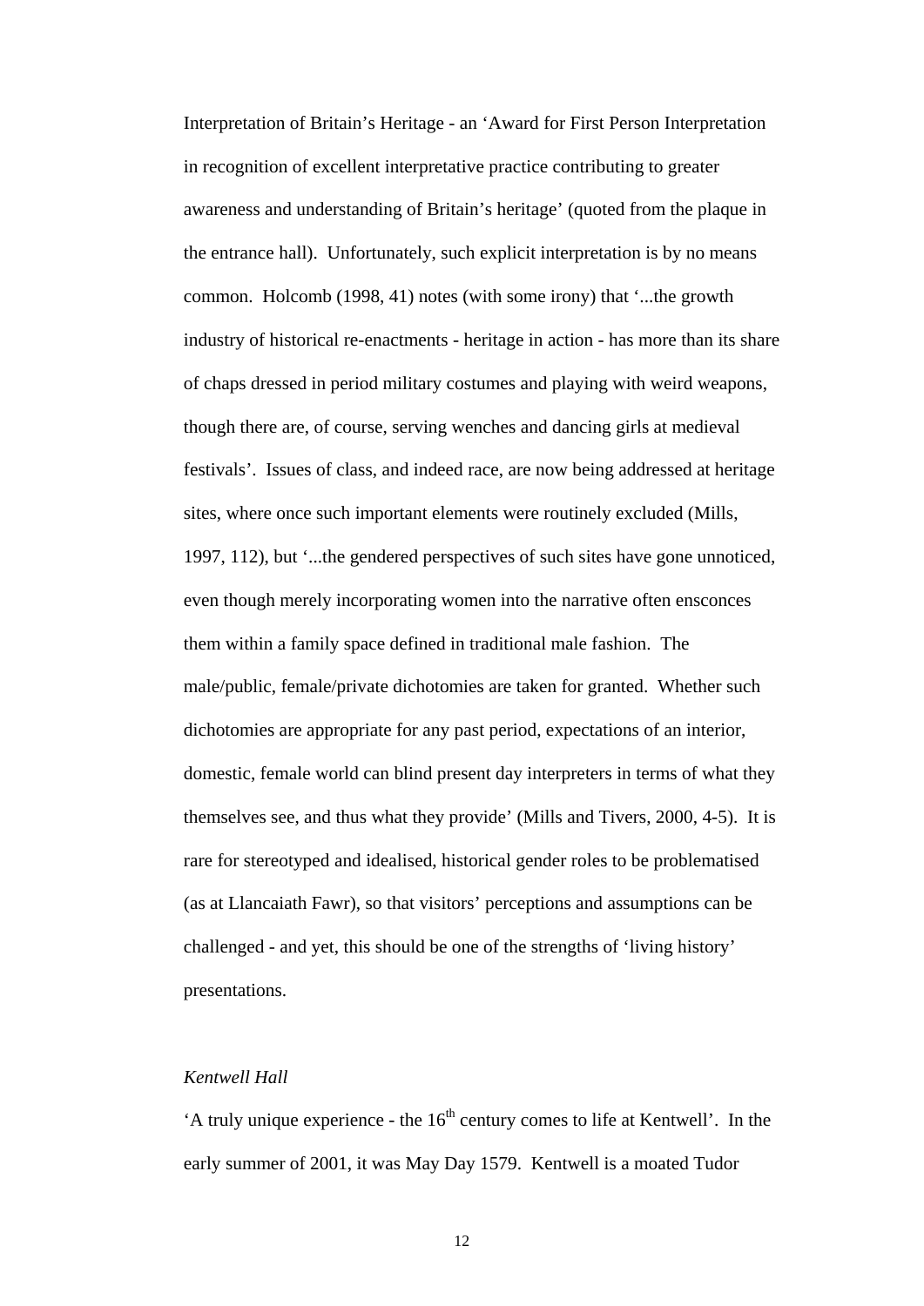Interpretation of Britain's Heritage - an 'Award for First Person Interpretation in recognition of excellent interpretative practice contributing to greater awareness and understanding of Britain's heritage' (quoted from the plaque in the entrance hall). Unfortunately, such explicit interpretation is by no means common. Holcomb (1998, 41) notes (with some irony) that '...the growth industry of historical re-enactments - heritage in action - has more than its share of chaps dressed in period military costumes and playing with weird weapons, though there are, of course, serving wenches and dancing girls at medieval festivals'. Issues of class, and indeed race, are now being addressed at heritage sites, where once such important elements were routinely excluded (Mills, 1997, 112), but '...the gendered perspectives of such sites have gone unnoticed, even though merely incorporating women into the narrative often ensconces them within a family space defined in traditional male fashion. The male/public, female/private dichotomies are taken for granted. Whether such dichotomies are appropriate for any past period, expectations of an interior, domestic, female world can blind present day interpreters in terms of what they themselves see, and thus what they provide' (Mills and Tivers, 2000, 4-5). It is rare for stereotyped and idealised, historical gender roles to be problematised (as at Llancaiath Fawr), so that visitors' perceptions and assumptions can be challenged - and yet, this should be one of the strengths of 'living history' presentations.

*Kentwell Hall*

'A truly unique experience - the 16th century comes to life at Kentwell'. In the early summer of 2001, it was May Day 1579. Kentwell is a moated Tudor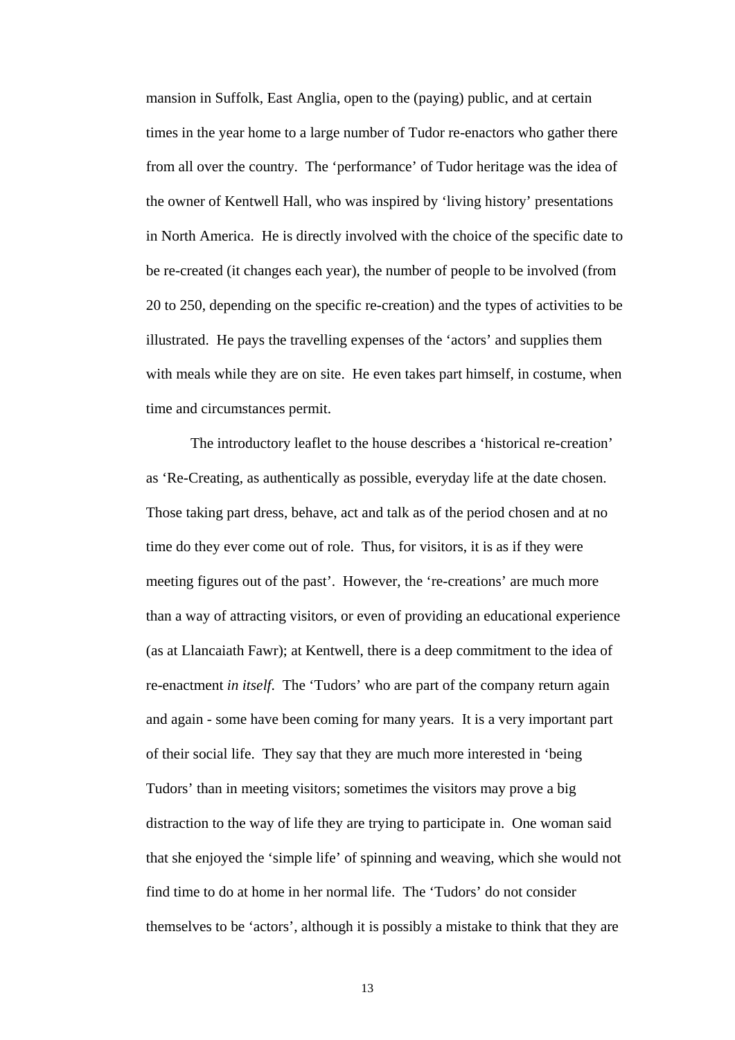mansion in Suffolk, East Anglia, open to the (paying) public, and at certain times in the year home to a large number of Tudor re-enactors who gather there from all over the country. The 'performance' of Tudor heritage was the idea of the owner of Kentwell Hall, who was inspired by 'living history' presentations in North America. He is directly involved with the choice of the specific date to be re-created (it changes each year), the number of people to be involved (from 20 to 250, depending on the specific re-creation) and the types of activities to be illustrated. He pays the travelling expenses of the 'actors' and supplies them with meals while they are on site. He even takes part himself, in costume, when time and circumstances permit.

The introductory leaflet to the house describes a 'historical re-creation' as 'Re-Creating, as authentically as possible, everyday life at the date chosen. Those taking part dress, behave, act and talk as of the period chosen and at no time do they ever come out of role. Thus, for visitors, it is as if they were meeting figures out of the past'. However, the 're-creations' are much more than a way of attracting visitors, or even of providing an educational experience (as at Llancaiath Fawr); at Kentwell, there is a deep commitment to the idea of re-enactment *in itself*. The 'Tudors' who are part of the company return again and again - some have been coming for many years. It is a very important part of their social life. They say that they are much more interested in 'being Tudors' than in meeting visitors; sometimes the visitors may prove a big distraction to the way of life they are trying to participate in. One woman said that she enjoyed the 'simple life' of spinning and weaving, which she would not find time to do at home in her normal life. The 'Tudors' do not consider themselves to be 'actors', although it is possibly a mistake to think that they are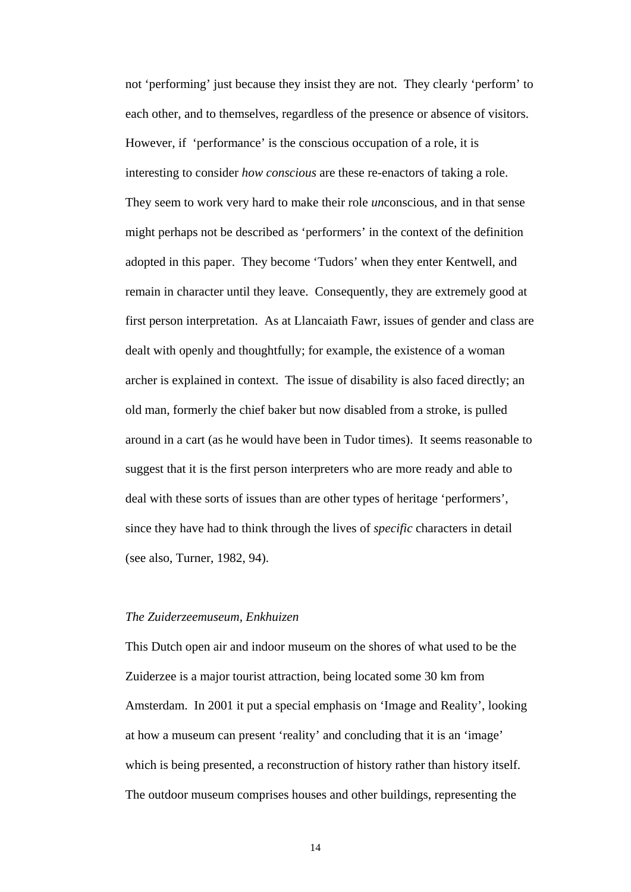not ‘performing’ just because they insist they are not. They clearly ‘perform’ to each other, and to themselves, regardless of the presence or absence of visitors. However, if ‘performance’ is the conscious occupation of a role, it is interesting to consider *how conscious* are these re-enactors of taking a role. They seem to work very hard to make their role *un*conscious, and in that sense might perhaps not be described as ‘performers’ in the context of the definition adopted in this paper. They become ‘Tudors’ when they enter Kentwell, and remain in character until they leave. Consequently, they are extremely good at first person interpretation. As at Llancaiath Fawr, issues of gender and class are dealt with openly and thoughtfully; for example, the existence of a woman archer is explained in context. The issue of disability is also faced directly; an old man, formerly the chief baker but now disabled from a stroke, is pulled around in a cart (as he would have been in Tudor times). It seems reasonable to suggest that it is the first person interpreters who are more ready and able to deal with these sorts of issues than are other types of heritage ‘performers’, since they have had to think through the lives of *specific* characters in detail (see also, Turner, 1982, 94).

*The Zuiderzeemuseum, Enkhuizen*

This Dutch open air and indoor museum on the shores of what used to be the Zuiderzee is a major tourist attraction, being located some 30 km from Amsterdam. In 2001 it put a special emphasis on ‘Image and Reality’, looking at how a museum can present ‘reality’ and concluding that it is an ‘image’ which is being presented, a reconstruction of history rather than history itself. The outdoor museum comprises houses and other buildings, representing the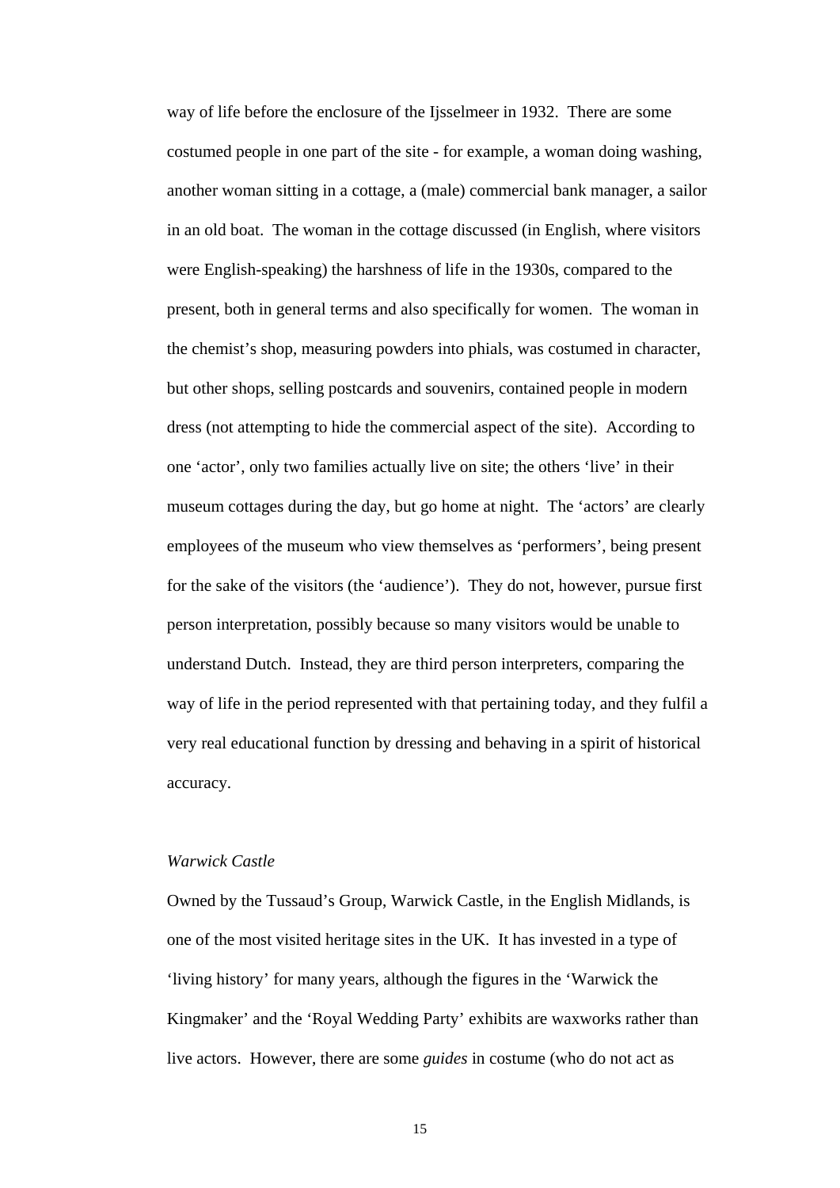way of life before the enclosure of the Ijsselmeer in 1932. There are some costumed people in one part of the site - for example, a woman doing washing, another woman sitting in a cottage, a (male) commercial bank manager, a sailor in an old boat. The woman in the cottage discussed (in English, where visitors were English-speaking) the harshness of life in the 1930s, compared to the present, both in general terms and also specifically for women. The woman in the chemist's shop, measuring powders into phials, was costumed in character, but other shops, selling postcards and souvenirs, contained people in modern dress (not attempting to hide the commercial aspect of the site). According to one 'actor', only two families actually live on site; the others 'live' in their museum cottages during the day, but go home at night. The 'actors' are clearly employees of the museum who view themselves as 'performers', being present for the sake of the visitors (the 'audience'). They do not, however, pursue first person interpretation, possibly because so many visitors would be unable to understand Dutch. Instead, they are third person interpreters, comparing the way of life in the period represented with that pertaining today, and they fulfil a very real educational function by dressing and behaving in a spirit of historical accuracy.

*Warwick Castle*

Owned by the Tussaud's Group, Warwick Castle, in the English Midlands, is one of the most visited heritage sites in the UK. It has invested in a type of 'living history' for many years, although the figures in the 'Warwick the Kingmaker' and the 'Royal Wedding Party' exhibits are waxworks rather than live actors. However, there are some *guides* in costume (who do not act as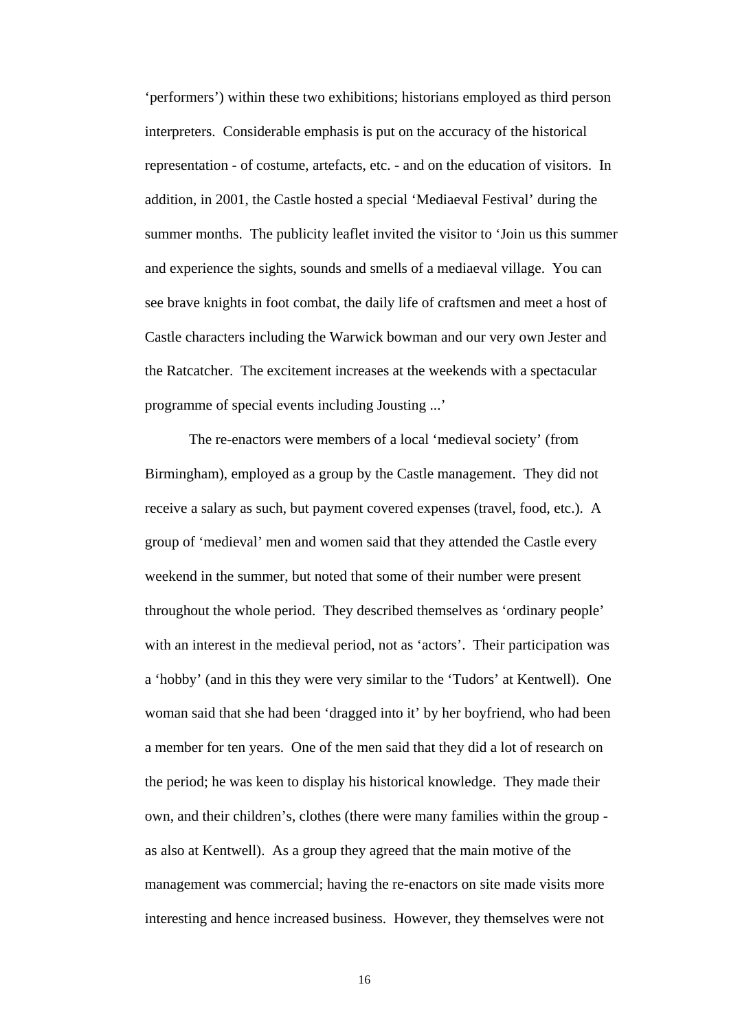'performers') within these two exhibitions; historians employed as third person interpreters. Considerable emphasis is put on the accuracy of the historical representation - of costume, artefacts, etc. - and on the education of visitors. In addition, in 2001, the Castle hosted a special 'Mediaeval Festival' during the summer months. The publicity leaflet invited the visitor to 'Join us this summer and experience the sights, sounds and smells of a mediaeval village. You can see brave knights in foot combat, the daily life of craftsmen and meet a host of Castle characters including the Warwick bowman and our very own Jester and the Ratcatcher. The excitement increases at the weekends with a spectacular programme of special events including Jousting ...'

The re-enactors were members of a local 'medieval society' (from Birmingham), employed as a group by the Castle management. They did not receive a salary as such, but payment covered expenses (travel, food, etc.). A group of 'medieval' men and women said that they attended the Castle every weekend in the summer, but noted that some of their number were present throughout the whole period. They described themselves as 'ordinary people' with an interest in the medieval period, not as 'actors'. Their participation was a 'hobby' (and in this they were very similar to the 'Tudors' at Kentwell). One woman said that she had been 'dragged into it' by her boyfriend, who had been a member for ten years. One of the men said that they did a lot of research on the period; he was keen to display his historical knowledge. They made their own, and their children's, clothes (there were many families within the group - as also at Kentwell). As a group they agreed that the main motive of the management was commercial; having the re-enactors on site made visits more interesting and hence increased business. However, they themselves were not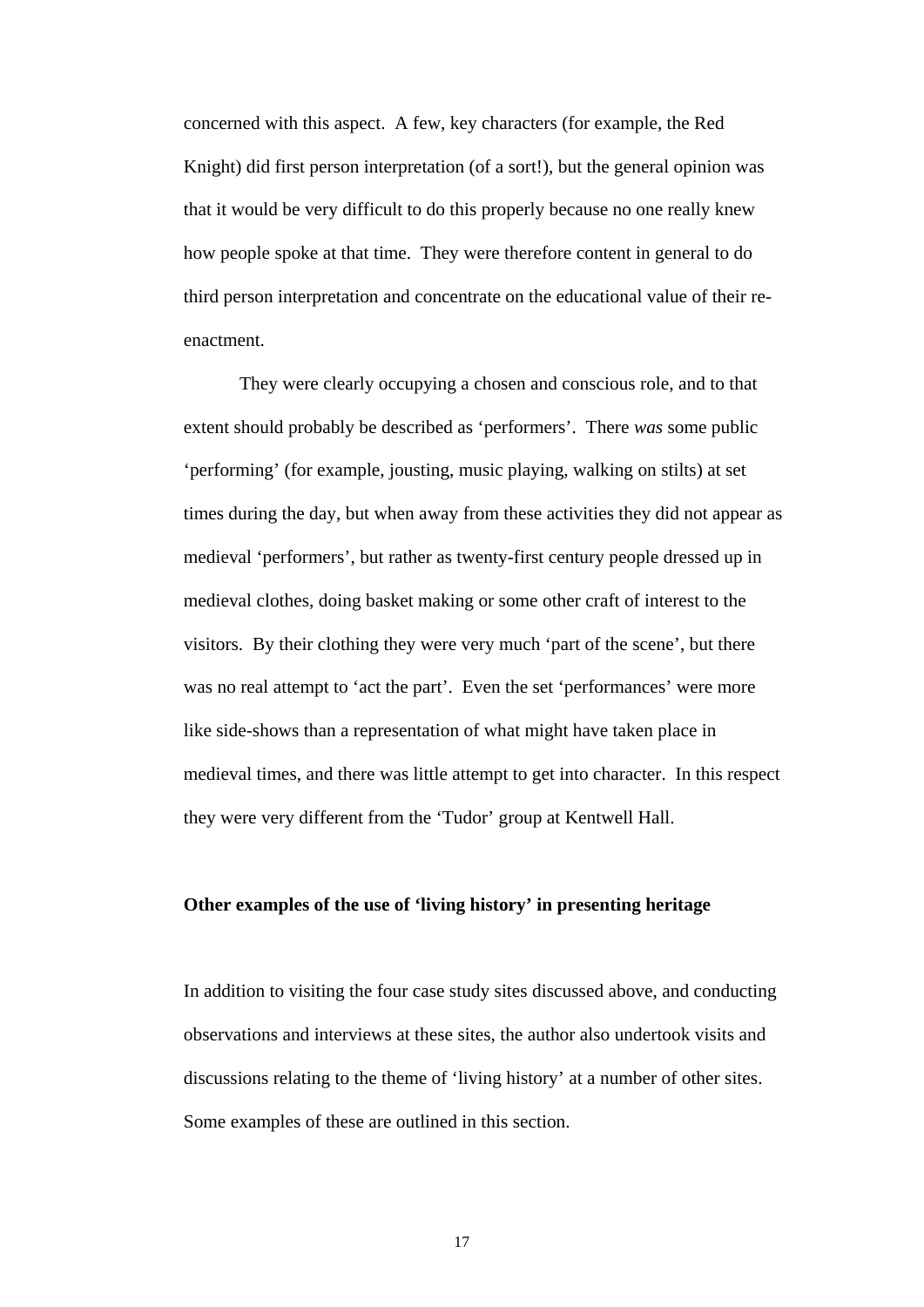concerned with this aspect. A few, key characters (for example, the Red Knight) did first person interpretation (of a sort!), but the general opinion was that it would be very difficult to do this properly because no one really knew how people spoke at that time. They were therefore content in general to do third person interpretation and concentrate on the educational value of their re-enactment.

They were clearly occupying a chosen and conscious role, and to that extent should probably be described as 'performers'. There *was* some public 'performing' (for example, jousting, music playing, walking on stilts) at set times during the day, but when away from these activities they did not appear as medieval 'performers', but rather as twenty-first century people dressed up in medieval clothes, doing basket making or some other craft of interest to the visitors. By their clothing they were very much 'part of the scene', but there was no real attempt to 'act the part'. Even the set 'performances' were more like side-shows than a representation of what might have taken place in medieval times, and there was little attempt to get into character. In this respect they were very different from the 'Tudor' group at Kentwell Hall.

**Other examples of the use of 'living history' in presenting heritage**

In addition to visiting the four case study sites discussed above, and conducting observations and interviews at these sites, the author also undertook visits and discussions relating to the theme of 'living history' at a number of other sites. Some examples of these are outlined in this section.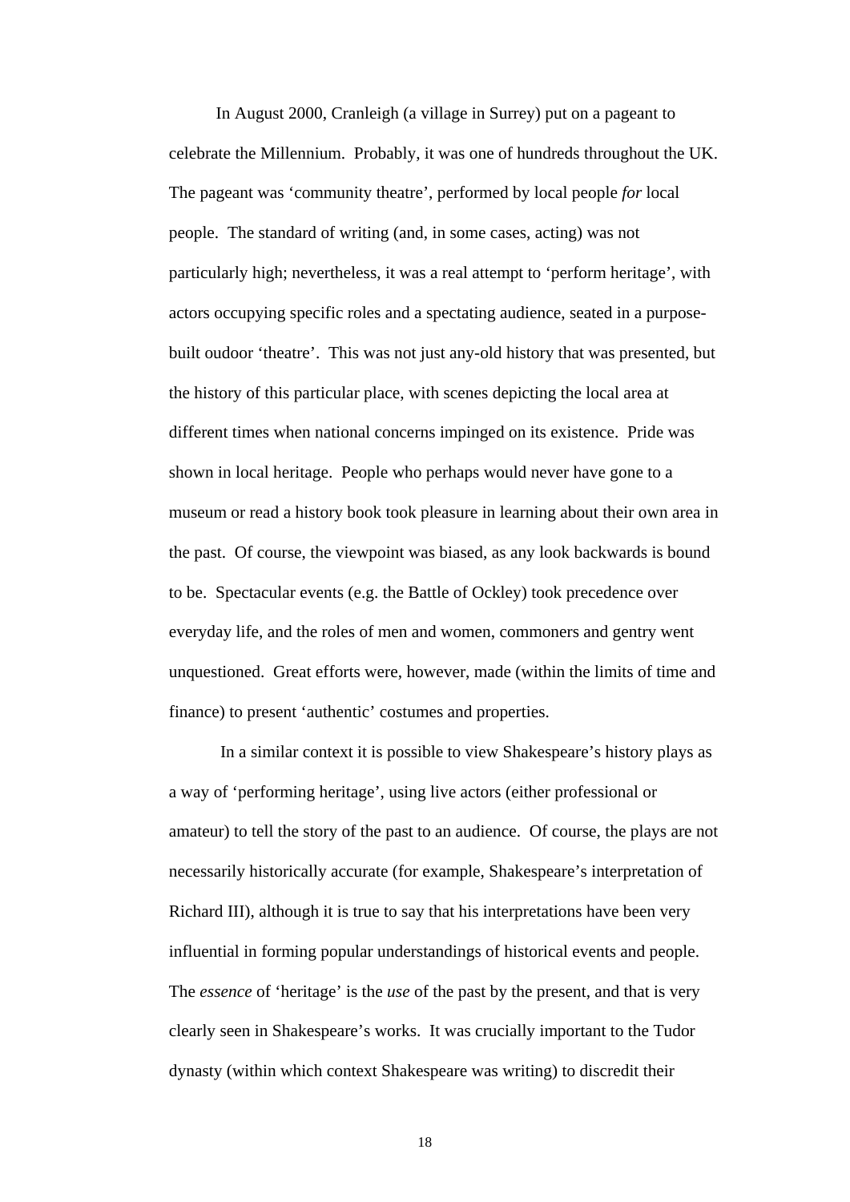In August 2000, Cranleigh (a village in Surrey) put on a pageant to celebrate the Millennium. Probably, it was one of hundreds throughout the UK. The pageant was 'community theatre', performed by local people *for* local people. The standard of writing (and, in some cases, acting) was not particularly high; nevertheless, it was a real attempt to 'perform heritage', with actors occupying specific roles and a spectating audience, seated in a purpose-built oudoor 'theatre'. This was not just any-old history that was presented, but the history of this particular place, with scenes depicting the local area at different times when national concerns impinged on its existence. Pride was shown in local heritage. People who perhaps would never have gone to a museum or read a history book took pleasure in learning about their own area in the past. Of course, the viewpoint was biased, as any look backwards is bound to be. Spectacular events (e.g. the Battle of Ockley) took precedence over everyday life, and the roles of men and women, commoners and gentry went unquestioned. Great efforts were, however, made (within the limits of time and finance) to present 'authentic' costumes and properties.

In a similar context it is possible to view Shakespeare's history plays as a way of 'performing heritage', using live actors (either professional or amateur) to tell the story of the past to an audience. Of course, the plays are not necessarily historically accurate (for example, Shakespeare's interpretation of Richard III), although it is true to say that his interpretations have been very influential in forming popular understandings of historical events and people. The *essence* of 'heritage' is the *use* of the past by the present, and that is very clearly seen in Shakespeare's works. It was crucially important to the Tudor dynasty (within which context Shakespeare was writing) to discredit their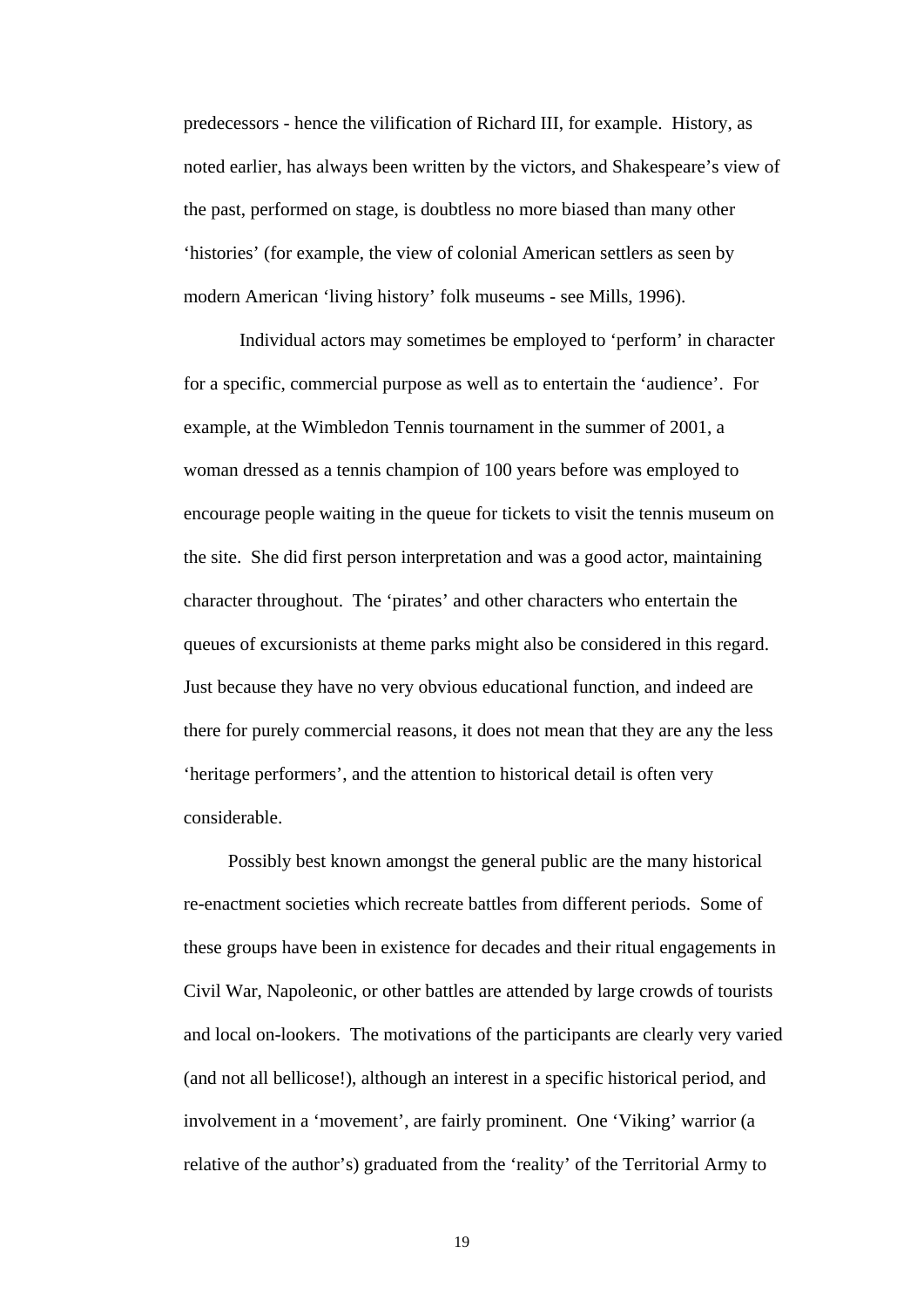predecessors - hence the vilification of Richard III, for example. History, as noted earlier, has always been written by the victors, and Shakespeare's view of the past, performed on stage, is doubtless no more biased than many other 'histories' (for example, the view of colonial American settlers as seen by modern American 'living history' folk museums - see Mills, 1996).

Individual actors may sometimes be employed to 'perform' in character for a specific, commercial purpose as well as to entertain the 'audience'. For example, at the Wimbledon Tennis tournament in the summer of 2001, a woman dressed as a tennis champion of 100 years before was employed to encourage people waiting in the queue for tickets to visit the tennis museum on the site. She did first person interpretation and was a good actor, maintaining character throughout. The 'pirates' and other characters who entertain the queues of excursionists at theme parks might also be considered in this regard. Just because they have no very obvious educational function, and indeed are there for purely commercial reasons, it does not mean that they are any the less 'heritage performers', and the attention to historical detail is often very considerable.

Possibly best known amongst the general public are the many historical re-enactment societies which recreate battles from different periods. Some of these groups have been in existence for decades and their ritual engagements in Civil War, Napoleonic, or other battles are attended by large crowds of tourists and local on-lookers. The motivations of the participants are clearly very varied (and not all bellicose!), although an interest in a specific historical period, and involvement in a 'movement', are fairly prominent. One 'Viking' warrior (a relative of the author's) graduated from the 'reality' of the Territorial Army to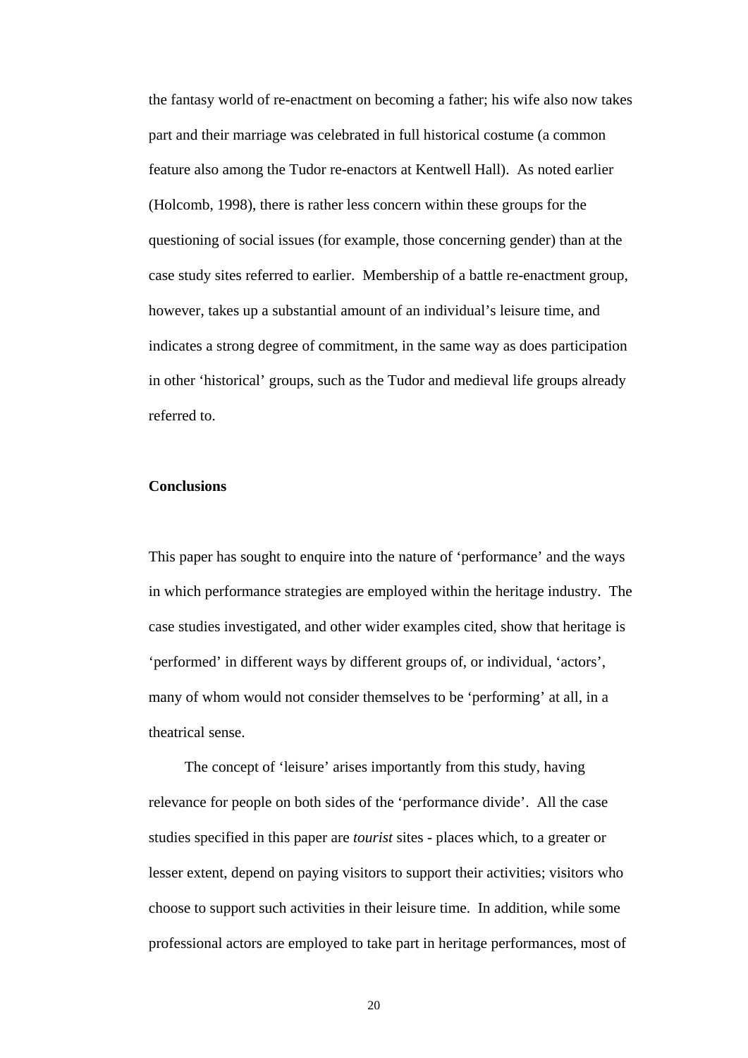the fantasy world of re-enactment on becoming a father; his wife also now takes part and their marriage was celebrated in full historical costume (a common feature also among the Tudor re-enactors at Kentwell Hall). As noted earlier (Holcomb, 1998), there is rather less concern within these groups for the questioning of social issues (for example, those concerning gender) than at the case study sites referred to earlier. Membership of a battle re-enactment group, however, takes up a substantial amount of an individual's leisure time, and indicates a strong degree of commitment, in the same way as does participation in other 'historical' groups, such as the Tudor and medieval life groups already referred to.

**Conclusions**

This paper has sought to enquire into the nature of 'performance' and the ways in which performance strategies are employed within the heritage industry. The case studies investigated, and other wider examples cited, show that heritage is 'performed' in different ways by different groups of, or individual, 'actors', many of whom would not consider themselves to be 'performing' at all, in a theatrical sense.

The concept of 'leisure' arises importantly from this study, having relevance for people on both sides of the 'performance divide'. All the case studies specified in this paper are *tourist* sites - places which, to a greater or lesser extent, depend on paying visitors to support their activities; visitors who choose to support such activities in their leisure time. In addition, while some professional actors are employed to take part in heritage performances, most of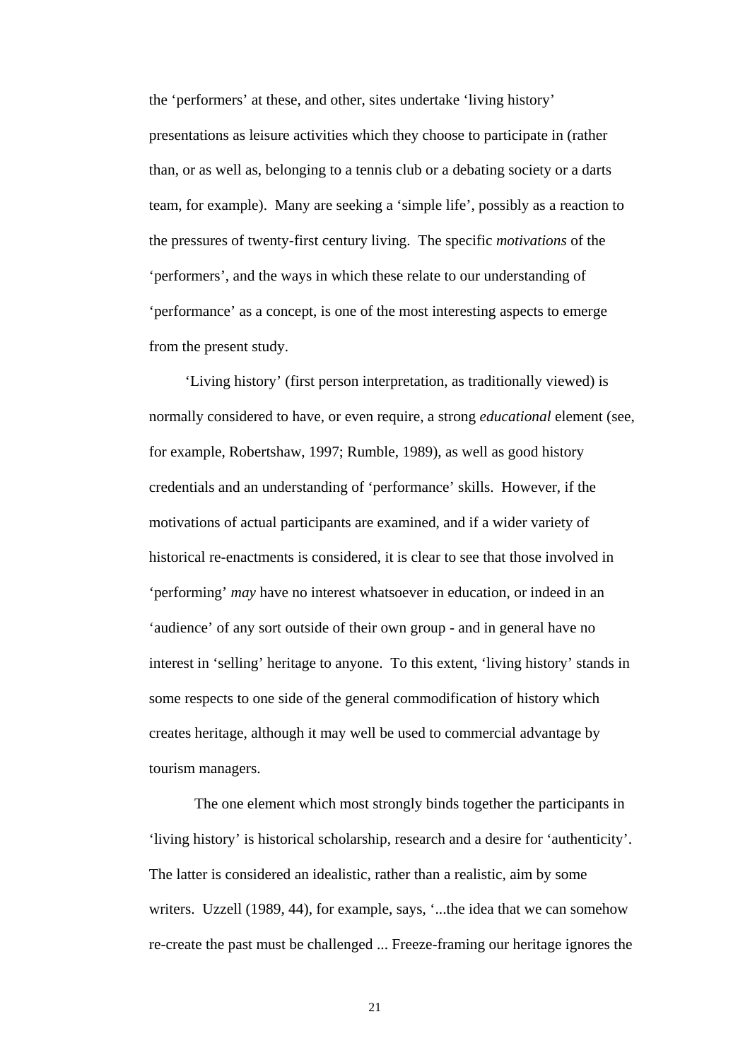the 'performers' at these, and other, sites undertake 'living history' presentations as leisure activities which they choose to participate in (rather than, or as well as, belonging to a tennis club or a debating society or a darts team, for example). Many are seeking a 'simple life', possibly as a reaction to the pressures of twenty-first century living. The specific *motivations* of the 'performers', and the ways in which these relate to our understanding of 'performance' as a concept, is one of the most interesting aspects to emerge from the present study.

'Living history' (first person interpretation, as traditionally viewed) is normally considered to have, or even require, a strong *educational* element (see, for example, Robertshaw, 1997; Rumble, 1989), as well as good history credentials and an understanding of 'performance' skills. However, if the motivations of actual participants are examined, and if a wider variety of historical re-enactments is considered, it is clear to see that those involved in 'performing' *may* have no interest whatsoever in education, or indeed in an 'audience' of any sort outside of their own group - and in general have no interest in 'selling' heritage to anyone. To this extent, 'living history' stands in some respects to one side of the general commodification of history which creates heritage, although it may well be used to commercial advantage by tourism managers.

The one element which most strongly binds together the participants in 'living history' is historical scholarship, research and a desire for 'authenticity'. The latter is considered an idealistic, rather than a realistic, aim by some writers. Uzzell (1989, 44), for example, says, '...the idea that we can somehow re-create the past must be challenged ... Freeze-framing our heritage ignores the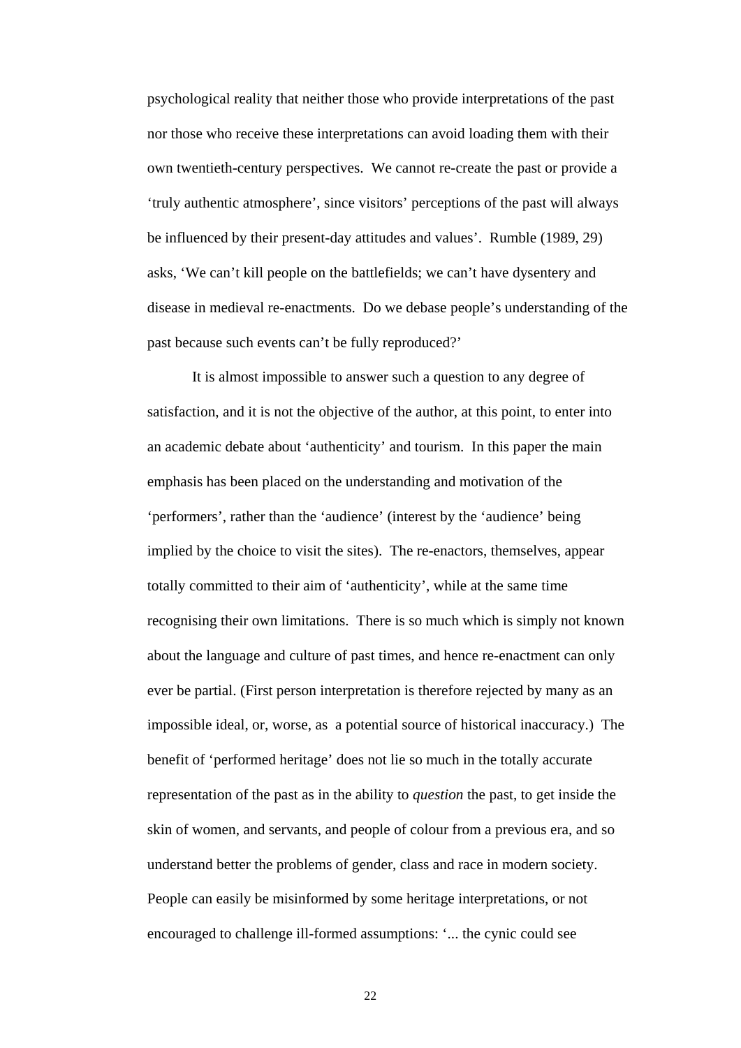psychological reality that neither those who provide interpretations of the past nor those who receive these interpretations can avoid loading them with their own twentieth-century perspectives. We cannot re-create the past or provide a 'truly authentic atmosphere', since visitors' perceptions of the past will always be influenced by their present-day attitudes and values'. Rumble (1989, 29) asks, 'We can't kill people on the battlefields; we can't have dysentery and disease in medieval re-enactments. Do we debase people's understanding of the past because such events can't be fully reproduced?'

It is almost impossible to answer such a question to any degree of satisfaction, and it is not the objective of the author, at this point, to enter into an academic debate about 'authenticity' and tourism. In this paper the main emphasis has been placed on the understanding and motivation of the 'performers', rather than the 'audience' (interest by the 'audience' being implied by the choice to visit the sites). The re-enactors, themselves, appear totally committed to their aim of 'authenticity', while at the same time recognising their own limitations. There is so much which is simply not known about the language and culture of past times, and hence re-enactment can only ever be partial. (First person interpretation is therefore rejected by many as an impossible ideal, or, worse, as a potential source of historical inaccuracy.) The benefit of 'performed heritage' does not lie so much in the totally accurate representation of the past as in the ability to *question* the past, to get inside the skin of women, and servants, and people of colour from a previous era, and so understand better the problems of gender, class and race in modern society. People can easily be misinformed by some heritage interpretations, or not encouraged to challenge ill-formed assumptions: '... the cynic could see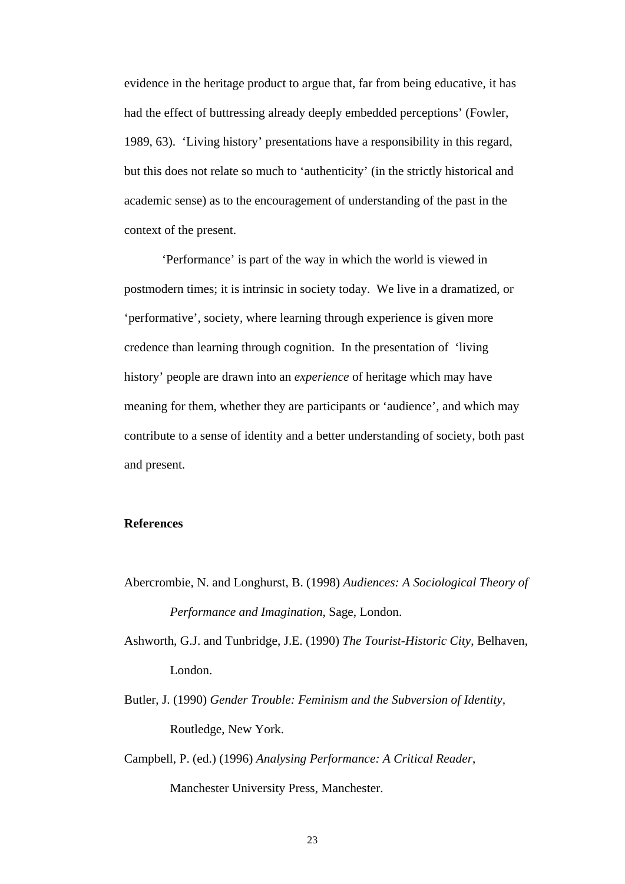evidence in the heritage product to argue that, far from being educative, it has had the effect of buttressing already deeply embedded perceptions' (Fowler, 1989, 63). 'Living history' presentations have a responsibility in this regard, but this does not relate so much to 'authenticity' (in the strictly historical and academic sense) as to the encouragement of understanding of the past in the context of the present.

'Performance' is part of the way in which the world is viewed in postmodern times; it is intrinsic in society today. We live in a dramatized, or 'performative', society, where learning through experience is given more credence than learning through cognition. In the presentation of 'living history' people are drawn into an *experience* of heritage which may have meaning for them, whether they are participants or 'audience', and which may contribute to a sense of identity and a better understanding of society, both past and present.

**References**

Abercrombie, N. and Longhurst, B. (1998) *Audiences: A Sociological Theory of Performance and Imagination*, Sage, London.

Ashworth, G.J. and Tunbridge, J.E. (1990) *The Tourist-Historic City*, Belhaven, London.

Butler, J. (1990) *Gender Trouble: Feminism and the Subversion of Identity*, Routledge, New York.

Campbell, P. (ed.) (1996) *Analysing Performance: A Critical Reader*, Manchester University Press, Manchester.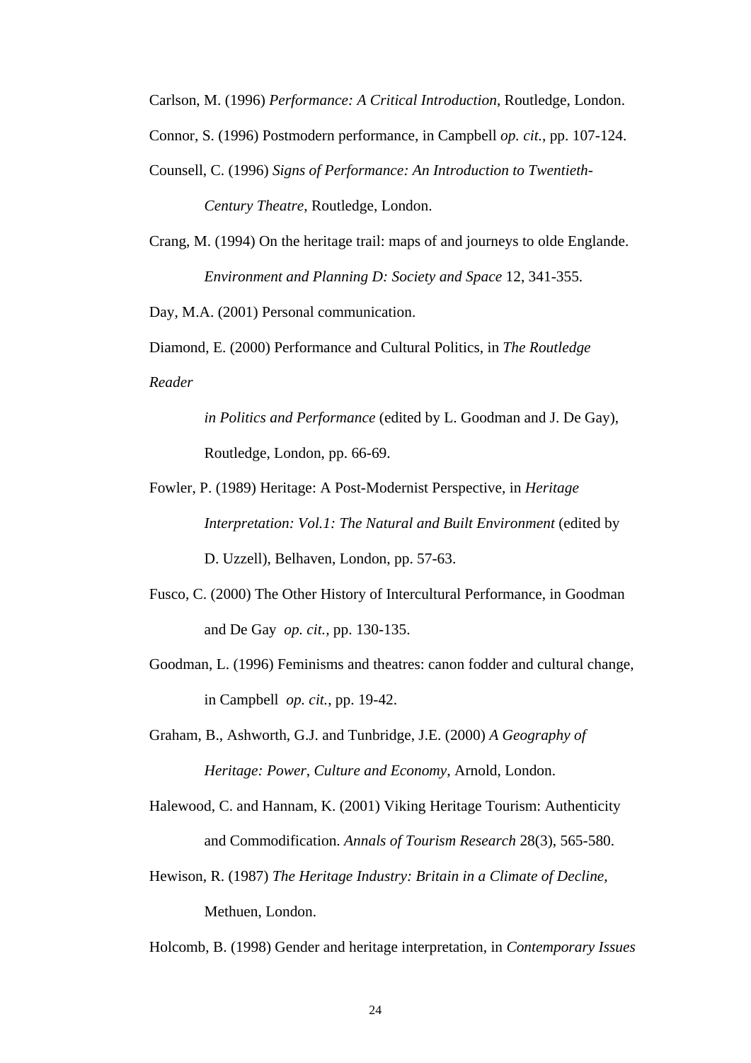Carlson, M. (1996) *Performance: A Critical Introduction*, Routledge, London.

Connor, S. (1996) Postmodern performance, in Campbell *op. cit.*, pp. 107-124.

Counsell, C. (1996) *Signs of Performance: An Introduction to Twentieth-Century Theatre*, Routledge, London.

Crang, M. (1994) On the heritage trail: maps of and journeys to olde Englande. *Environment and Planning D: Society and Space* 12, 341-355.

Day, M.A. (2001) Personal communication.

Diamond, E. (2000) Performance and Cultural Politics, in *The Routledge Reader in Politics and Performance* (edited by L. Goodman and J. De Gay), Routledge, London, pp. 66-69.

Fowler, P. (1989) Heritage: A Post-Modernist Perspective, in *Heritage Interpretation: Vol.1: The Natural and Built Environment* (edited by D. Uzzell), Belhaven, London, pp. 57-63.

Fusco, C. (2000) The Other History of Intercultural Performance, in Goodman and De Gay *op. cit.*, pp. 130-135.

Goodman, L. (1996) Feminisms and theatres: canon fodder and cultural change, in Campbell *op. cit.*, pp. 19-42.

Graham, B., Ashworth, G.J. and Tunbridge, J.E. (2000) *A Geography of Heritage: Power, Culture and Economy*, Arnold, London.

Halewood, C. and Hannam, K. (2001) Viking Heritage Tourism: Authenticity and Commodification. *Annals of Tourism Research* 28(3), 565-580.

Hewison, R. (1987) *The Heritage Industry: Britain in a Climate of Decline*, Methuen, London.

Holcomb, B. (1998) Gender and heritage interpretation, in *Contemporary Issues*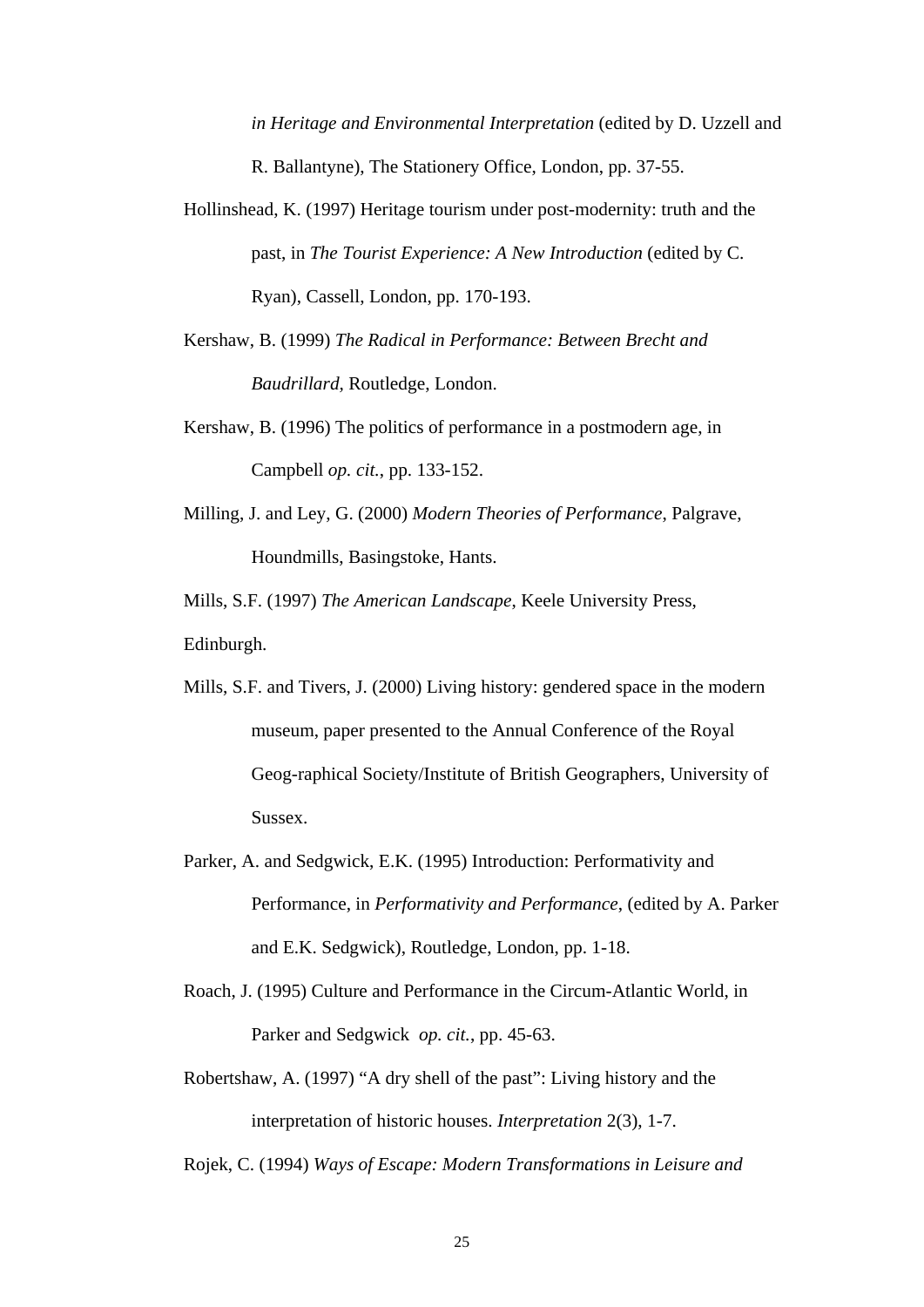*in Heritage and Environmental Interpretation* (edited by D. Uzzell and R. Ballantyne), The Stationery Office, London, pp. 37-55.

Hollinshead, K. (1997) Heritage tourism under post-modernity: truth and the past, in *The Tourist Experience: A New Introduction* (edited by C. Ryan), Cassell, London, pp. 170-193.

Kershaw, B. (1999) *The Radical in Performance: Between Brecht and Baudrillard*, Routledge, London.

Kershaw, B. (1996) The politics of performance in a postmodern age, in Campbell *op. cit.*, pp. 133-152.

Milling, J. and Ley, G. (2000) *Modern Theories of Performance*, Palgrave, Houndmills, Basingstoke, Hants.

Mills, S.F. (1997) *The American Landscape*, Keele University Press, Edinburgh.

Mills, S.F. and Tivers, J. (2000) Living history: gendered space in the modern museum, paper presented to the Annual Conference of the Royal Geog-raphical Society/Institute of British Geographers, University of Sussex.

Parker, A. and Sedgwick, E.K. (1995) Introduction: Performativity and Performance, in *Performativity and Performance*, (edited by A. Parker and E.K. Sedgwick), Routledge, London, pp. 1-18.

Roach, J. (1995) Culture and Performance in the Circum-Atlantic World, in Parker and Sedgwick *op. cit.*, pp. 45-63.

Robertshaw, A. (1997) "A dry shell of the past": Living history and the interpretation of historic houses. *Interpretation* 2(3), 1-7.

Rojek, C. (1994) *Ways of Escape: Modern Transformations in Leisure and*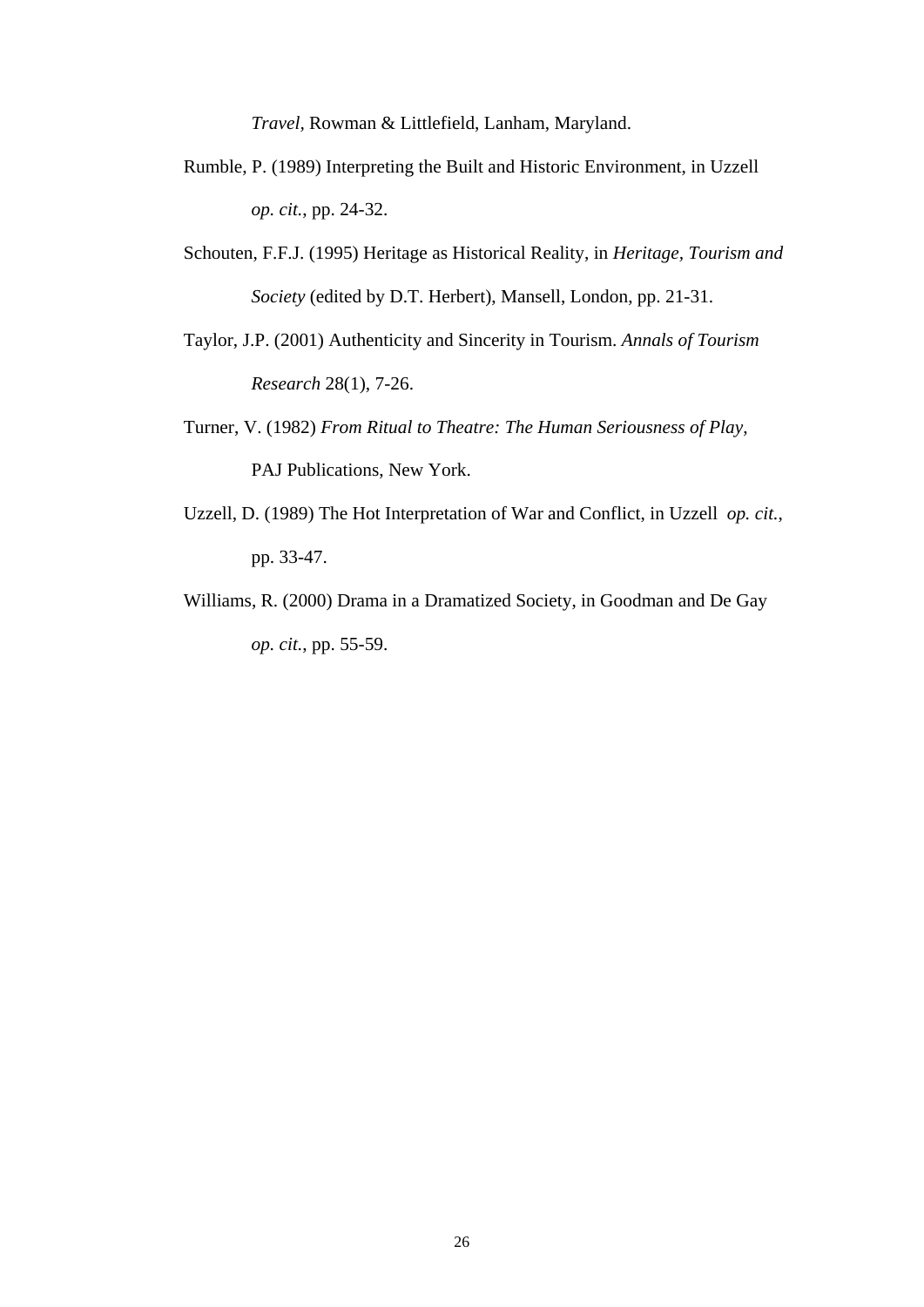*Travel*, Rowman & Littlefield, Lanham, Maryland.

Rumble, P. (1989) Interpreting the Built and Historic Environment, in Uzzell *op. cit.*, pp. 24-32.

Schouten, F.F.J. (1995) Heritage as Historical Reality, in *Heritage, Tourism and Society* (edited by D.T. Herbert), Mansell, London, pp. 21-31.

Taylor, J.P. (2001) Authenticity and Sincerity in Tourism. *Annals of Tourism Research* 28(1), 7-26.

Turner, V. (1982) *From Ritual to Theatre: The Human Seriousness of Play*, PAJ Publications, New York.

Uzzell, D. (1989) The Hot Interpretation of War and Conflict, in Uzzell *op. cit.*, pp. 33-47.

Williams, R. (2000) Drama in a Dramatized Society, in Goodman and De Gay *op. cit.*, pp. 55-59.